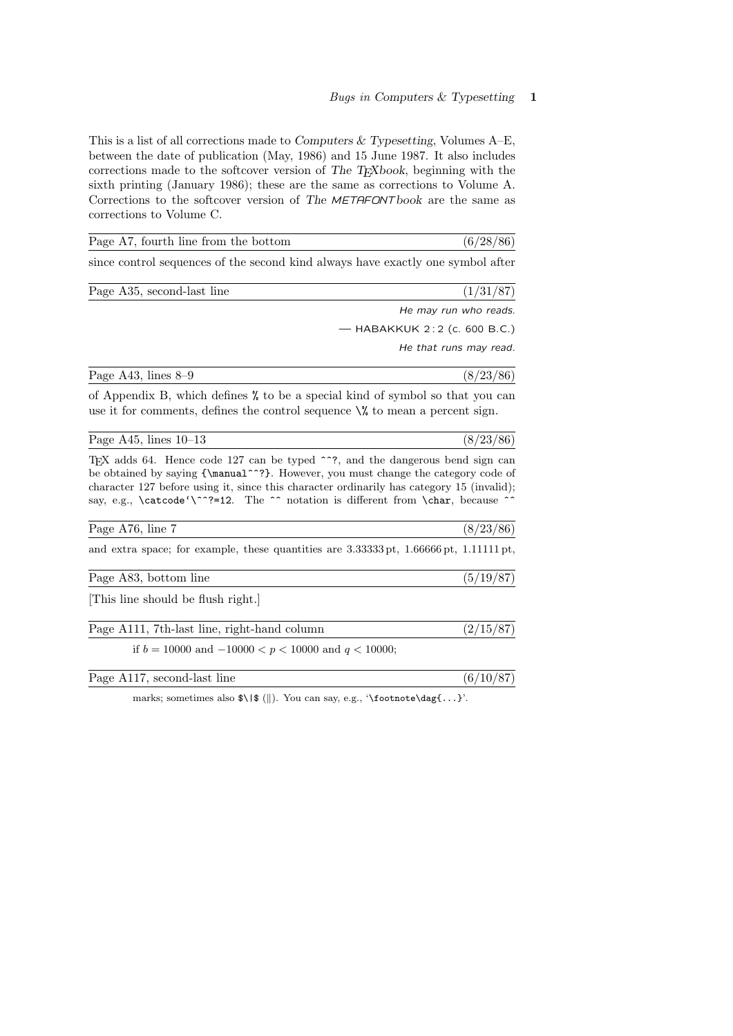This is a list of all corrections made to *Computers & Typesetting*, Volumes A–E, between the date of publication (May, 1986) and 15 June 1987. It also includes corrections made to the softcover version of *The TEXbook*, beginning with the sixth printing (January 1986); these are the same as corrections to Volume A. Corrections to the softcover version of *The METAFONTbook* are the same as corrections to Volume C.

---

Page A7, fourth line from the bottom (6/28/86)

since control sequences of the second kind always have exactly one symbol after

---

Page A35, second-last line (1/31/87)

*He may run who reads.*

— HABAKKUK 2 : 2 (c. 600 B.C.)

*He that runs may read.*

---

Page A43, lines 8–9 (8/23/86)

of Appendix B, which defines `%` to be a special kind of symbol so that you can use it for comments, defines the control sequence `\%` to mean a percent sign.

---

Page A45, lines 10–13 (8/23/86)

TEX adds 64. Hence code 127 can be typed `^^?`, and the dangerous bend sign can be obtained by saying `{\manual^^?}`. However, you must change the category code of character 127 before using it, since this character ordinarily has category 15 (invalid); say, e.g., ``\catcode`\^^?=12``. The `^^` notation is different from `\char`, because `^^`

---

Page A76, line 7 (8/23/86)

and extra space; for example, these quantities are 3.33333 pt, 1.66666 pt, 1.11111 pt,

---

Page A83, bottom line (5/19/87)

[This line should be flush right.]

---

Page A111, 7th-last line, right-hand column (2/15/87)

if $b = 10000$ and $-10000 < p < 10000$ and $q < 10000$;

---

Page A117, second-last line (6/10/87)

marks; sometimes also `$\|$` ($\|$). You can say, e.g., '`\footnote\dag{...}`'.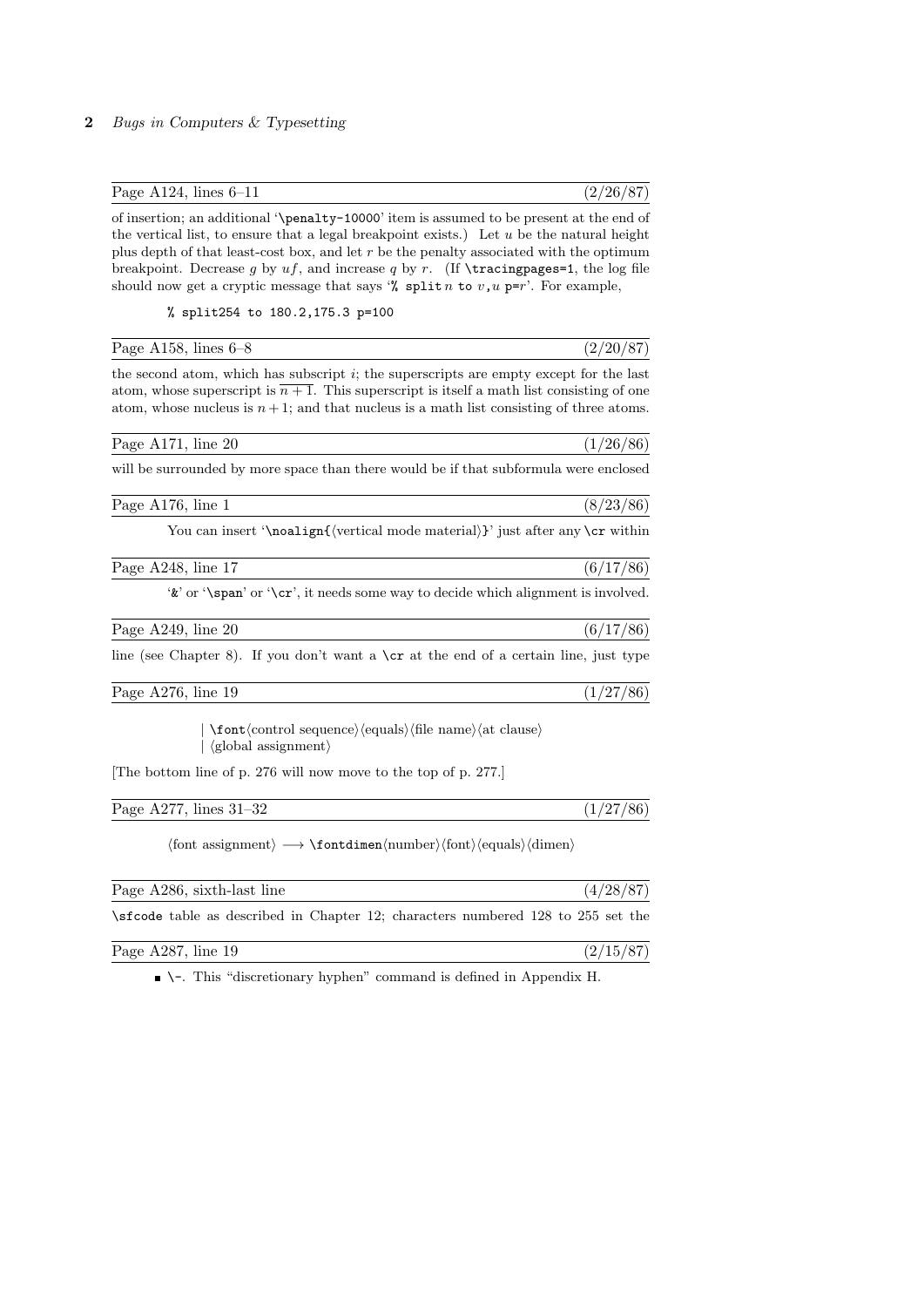Page A124, lines 6–11 (2/26/87)

of insertion; an additional '`\penalty-10000`' item is assumed to be present at the end of the vertical list, to ensure that a legal breakpoint exists.) Let $u$ be the natural height plus depth of that least-cost box, and let $r$ be the penalty associated with the optimum breakpoint. Decrease $g$ by $uf$, and increase $q$ by $r$. (If `\tracingpages=1`, the log file should now get a cryptic message that says '`% split`$n$ `to` $v$`,`$u$ `p=`$r$'. For example,

```
% split254 to 180.2,175.3 p=100
```

Page A158, lines 6–8 (2/20/87)

the second atom, which has subscript $i$; the superscripts are empty except for the last atom, whose superscript is $\overline{n+1}$. This superscript is itself a math list consisting of one atom, whose nucleus is $n+1$; and that nucleus is a math list consisting of three atoms.

Page A171, line 20 (1/26/86)

will be surrounded by more space than there would be if that subformula were enclosed

Page A176, line 1 (8/23/86)

You can insert '`\noalign{`⟨vertical mode material⟩`}`' just after any `\cr` within

Page A248, line 17 (6/17/86)

'`&`' or '`\span`' or '`\cr`', it needs some way to decide which alignment is involved.

Page A249, line 20 (6/17/86)

line (see Chapter 8). If you don't want a `\cr` at the end of a certain line, just type

Page A276, line 19 (1/27/86)

| `\font`⟨control sequence⟩⟨equals⟩⟨file name⟩⟨at clause⟩
| ⟨global assignment⟩

[The bottom line of p. 276 will now move to the top of p. 277.]

Page A277, lines 31–32 (1/27/86)

⟨font assignment⟩ ⟶ `\fontdimen`⟨number⟩⟨font⟩⟨equals⟩⟨dimen⟩

Page A286, sixth-last line (4/28/87)

`\sfcode` table as described in Chapter 12; characters numbered 128 to 255 set the

Page A287, line 19 (2/15/87)

■ `\-`. This "discretionary hyphen" command is defined in Appendix H.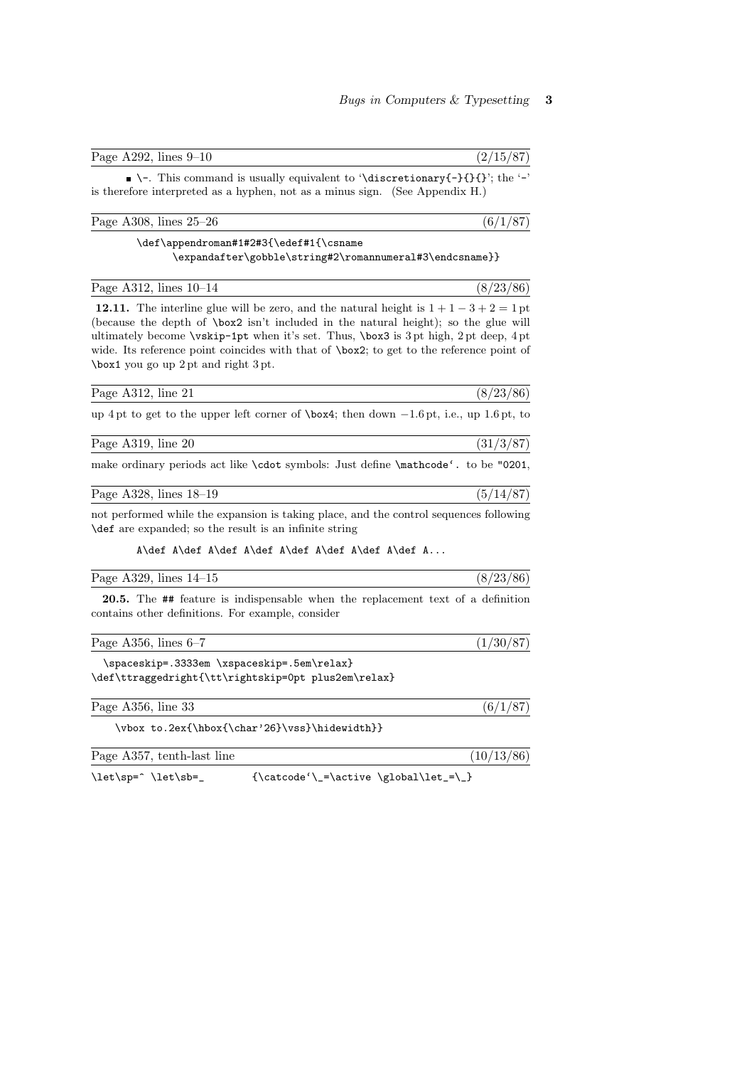Page A292, lines 9–10 (2/15/87)

■ `\-`. This command is usually equivalent to '`\discretionary{-}{}{}`'; the '`-`' is therefore interpreted as a hyphen, not as a minus sign. (See Appendix H.)

Page A308, lines 25–26 (6/1/87)

```
\def\appendroman#1#2#3{\edef#1{\csname
      \expandafter\gobble\string#2\romannumeral#3\endcsname}}
```

Page A312, lines 10–14 (8/23/86)

**12.11.** The interline glue will be zero, and the natural height is $1 + 1 - 3 + 2 = 1$ pt (because the depth of `\box2` isn't included in the natural height); so the glue will ultimately become `\vskip-1pt` when it's set. Thus, `\box3` is 3 pt high, 2 pt deep, 4 pt wide. Its reference point coincides with that of `\box2`; to get to the reference point of `\box1` you go up 2 pt and right 3 pt.

Page A312, line 21 (8/23/86)

up 4 pt to get to the upper left corner of `\box4`; then down $-1.6$ pt, i.e., up 1.6 pt, to

Page A319, line 20 (31/3/87)

make ordinary periods act like `\cdot` symbols: Just define `` \mathcode`. `` to be `"0201`,

Page A328, lines 18–19 (5/14/87)

not performed while the expansion is taking place, and the control sequences following `\def` are expanded; so the result is an infinite string

```
A\def A\def A\def A\def A\def A\def A\def A...
```

Page A329, lines 14–15 (8/23/86)

**20.5.** The `##` feature is indispensable when the replacement text of a definition contains other definitions. For example, consider

Page A356, lines 6–7 (1/30/87)

```
  \spaceskip=.3333em \xspaceskip=.5em\relax}
\def\ttraggedright{\tt\rightskip=0pt plus2em\relax}
```

Page A356, line 33 (6/1/87)

```
\vbox to.2ex{\hbox{\char'26}\vss}\hidewidth}}
```

Page A357, tenth-last line (10/13/86)

```
\let\sp=^ \let\sb=_        {\catcode`\_=\active \global\let_=\_}
```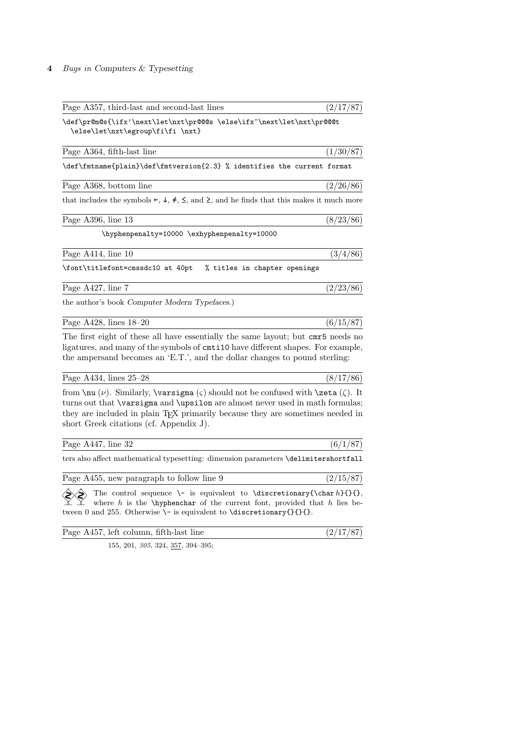Page A357, third-last and second-last lines (2/17/87)

```
\def\pr@m@s{\ifx'\next\let\nxt\pr@@@s \else\ifx^\next\let\nxt\pr@@@t
  \else\let\nxt\egroup\fi\fi \nxt}
```

Page A364, fifth-last line (1/30/87)

```
\def\fmtname{plain}\def\fmtversion{2.3} % identifies the current format
```

Page A368, bottom line (2/26/86)

that includes the symbols ←, ↓, ≠, ≤, and ≥, and he finds that this makes it much more

Page A396, line 13 (8/23/86)

```
        \hyphenpenalty=10000 \exhyphenpenalty=10000
```

Page A414, line 10 (3/4/86)

```
\font\titlefont=cmssdc10 at 40pt   % titles in chapter openings
```

Page A427, line 7 (2/23/86)

the author's book *Computer Modern Typefaces*.)

Page A428, lines 18–20 (6/15/87)

The first eight of these all have essentially the same layout; but `cmr5` needs no ligatures, and many of the symbols of `cmti10` have different shapes. For example, the ampersand becomes an 'E.T.', and the dollar changes to pound sterling:

Page A434, lines 25–28 (8/17/86)

from `\nu` ($\nu$). Similarly, `\varsigma` ($\varsigma$) should not be confused with `\zeta` ($\zeta$). It turns out that `\varsigma` and `\upsilon` are almost never used in math formulas; they are included in plain TeX primarily because they are sometimes needed in short Greek citations (cf. Appendix J).

Page A447, line 32 (6/1/87)

ters also affect mathematical typesetting: dimension parameters `\delimitershortfall`

Page A455, new paragraph to follow line 9 (2/15/87)

The control sequence `\-` is equivalent to `\discretionary{\char` *h*`}{}{}`, where *h* is the `\hyphenchar` of the current font, provided that *h* lies between 0 and 255. Otherwise `\-` is equivalent to `\discretionary{}{}{}`.

Page A457, left column, fifth-last line (2/17/87)

155, 201, *305*, 324, <u>357</u>, 394–395;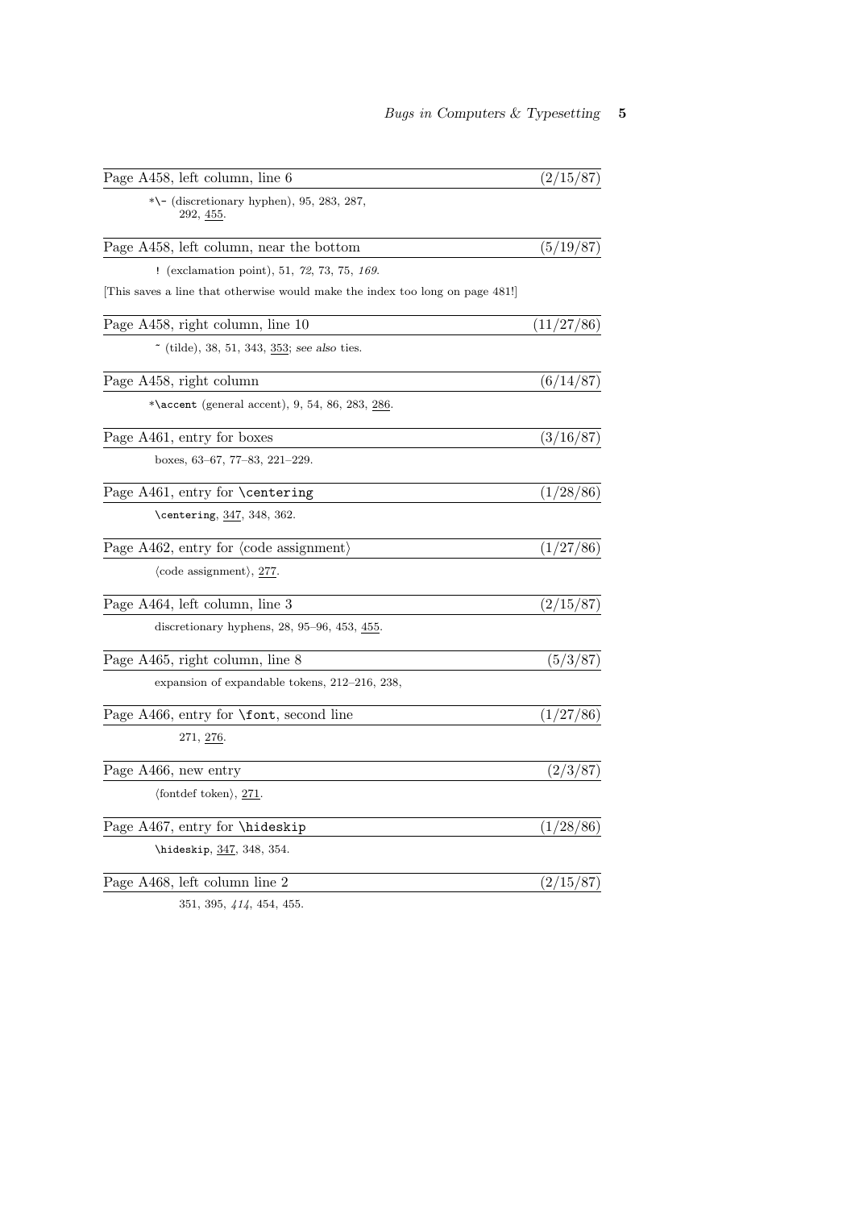Page A458, left column, line 6 (2/15/87)

*`\-` (discretionary hyphen), 95, 283, 287, 292, <u>455</u>.

Page A458, left column, near the bottom (5/19/87)

`!` (exclamation point), 51, *72*, 73, 75, *169*.

[This saves a line that otherwise would make the index too long on page 481!]

Page A458, right column, line 10 (11/27/86)

`~` (tilde), 38, 51, 343, <u>353</u>; *see also* ties.

Page A458, right column (6/14/87)

*`\accent` (general accent), 9, 54, 86, 283, <u>286</u>.

Page A461, entry for boxes (3/16/87)

boxes, 63–67, 77–83, 221–229.

Page A461, entry for `\centering` (1/28/86)

`\centering`, <u>347</u>, 348, 362.

Page A462, entry for ⟨code assignment⟩ (1/27/86)

⟨code assignment⟩, <u>277</u>.

Page A464, left column, line 3 (2/15/87)

discretionary hyphens, 28, 95–96, 453, <u>455</u>.

Page A465, right column, line 8 (5/3/87)

expansion of expandable tokens, 212–216, 238,

Page A466, entry for `\font`, second line (1/27/86)

271, <u>276</u>.

Page A466, new entry (2/3/87)

⟨fontdef token⟩, <u>271</u>.

Page A467, entry for `\hideskip` (1/28/86)

`\hideskip`, <u>347</u>, 348, 354.

Page A468, left column line 2 (2/15/87)

351, 395, *414*, 454, 455.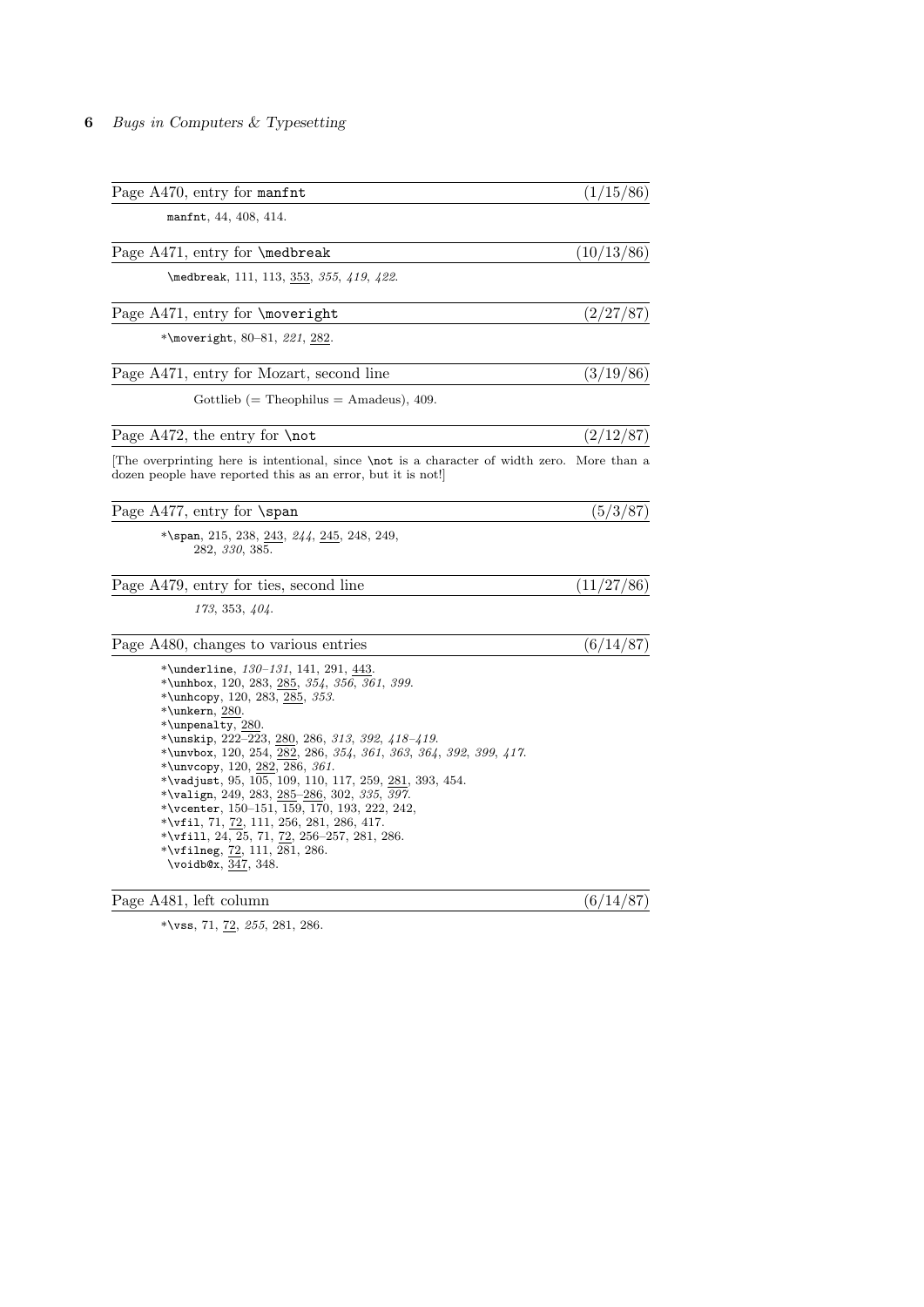Page A470, entry for `manfnt` (1/15/86)

`manfnt`, 44, 408, 414.

Page A471, entry for `\medbreak` (10/13/86)

`\medbreak`, 111, 113, 353, *355*, *419*, *422*.

Page A471, entry for `\moveright` (2/27/87)

*`\moveright`, 80–81, *221*, 282.

Page A471, entry for Mozart, second line (3/19/86)

Gottlieb (= Theophilus = Amadeus), 409.

Page A472, the entry for `\not` (2/12/87)

[The overprinting here is intentional, since `\not` is a character of width zero. More than a dozen people have reported this as an error, but it is not!]

Page A477, entry for `\span` (5/3/87)

*`\span`, 215, 238, 243, *244*, 245, 248, 249,
282, *330*, 385.

Page A479, entry for ties, second line (11/27/86)

*173*, 353, *404*.

Page A480, changes to various entries (6/14/87)

*`\underline`, *130–131*, 141, 291, 443.
*`\unhbox`, 120, 283, 285, *354*, *356*, *361*, *399*.
*`\unhcopy`, 120, 283, 285, *353*.
*`\unkern`, 280.
*`\unpenalty`, 280.
*`\unskip`, 222–223, 280, 286, *313*, *392*, *418–419*.
*`\unvbox`, 120, 254, 282, 286, *354*, *361*, *363*, *364*, *392*, *399*, *417*.
*`\unvcopy`, 120, 282, 286, *361*.
*`\vadjust`, 95, 105, 109, 110, 117, 259, 281, 393, 454.
*`\valign`, 249, 283, 285–286, 302, *335*, *397*.
*`\vcenter`, 150–151, 159, 170, 193, 222, 242,
*`\vfil`, 71, 72, 111, 256, 281, 286, 417.
*`\vfill`, 24, 25, 71, 72, 256–257, 281, 286.
*`\vfilneg`, 72, 111, 281, 286.
`\voidb@x`, 347, 348.

Page A481, left column (6/14/87)

*`\vss`, 71, 72, *255*, 281, 286.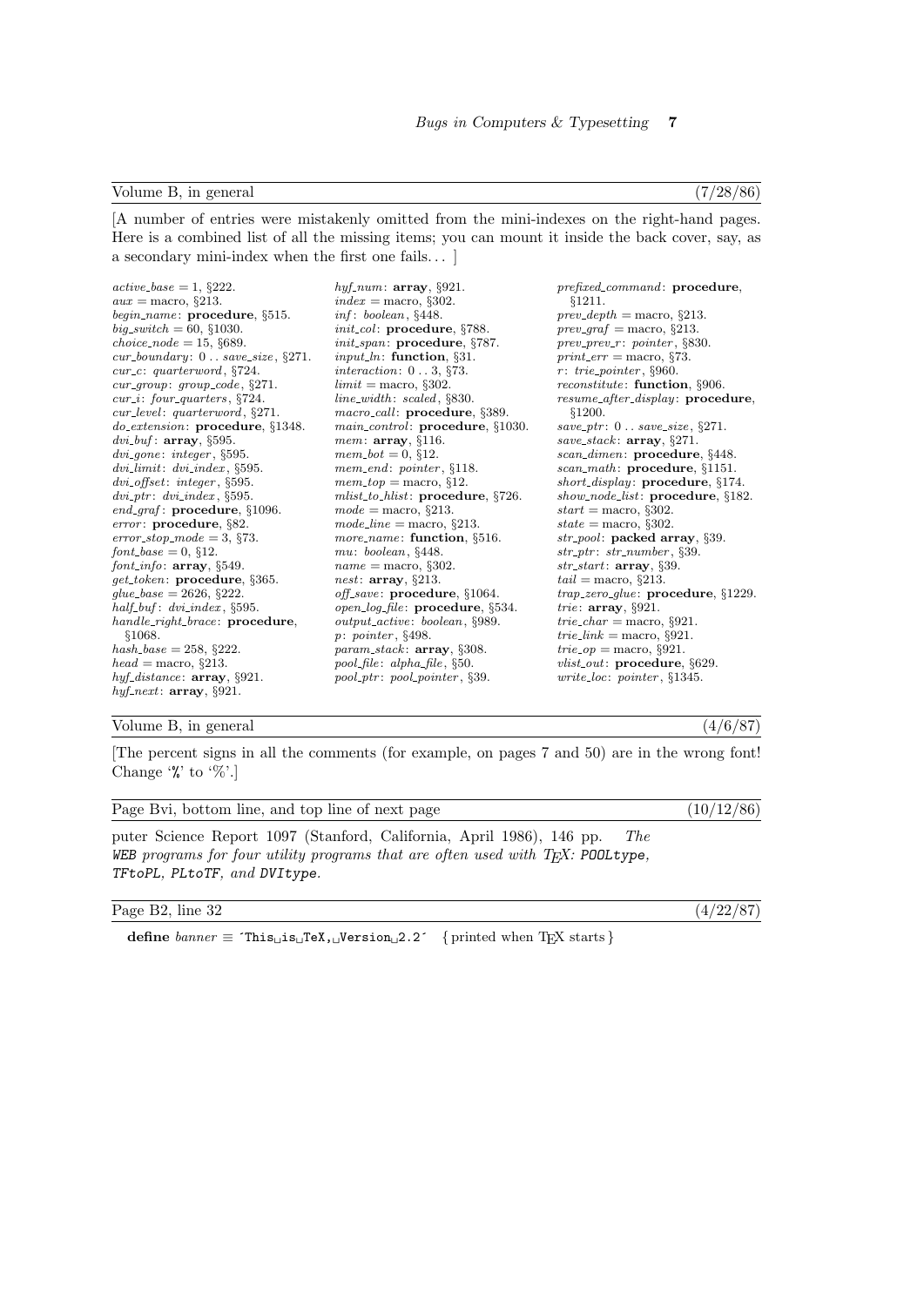Volume B, in general (7/28/86)

[A number of entries were mistakenly omitted from the mini-indexes on the right-hand pages. Here is a combined list of all the missing items; you can mount it inside the back cover, say, as a secondary mini-index when the first one fails... ]

*active_base* = 1, §222.
*aux* = macro, §213.
*begin_name*: **procedure**, §515.
*big_switch* = 60, §1030.
*choice_node* = 15, §689.
*cur_boundary*: 0 .. *save_size*, §271.
*cur_c*: *quarterword*, §724.
*cur_group*: *group_code*, §271.
*cur_i*: *four_quarters*, §724.
*cur_level*: *quarterword*, §271.
*do_extension*: **procedure**, §1348.
*dvi_buf*: **array**, §595.
*dvi_gone*: *integer*, §595.
*dvi_limit*: *dvi_index*, §595.
*dvi_offset*: *integer*, §595.
*dvi_ptr*: *dvi_index*, §595.
*end_graf*: **procedure**, §1096.
*error*: **procedure**, §82.
*error_stop_mode* = 3, §73.
*font_base* = 0, §12.
*font_info*: **array**, §549.
*get_token*: **procedure**, §365.
*glue_base* = 2626, §222.
*half_buf*: *dvi_index*, §595.
*handle_right_brace*: **procedure**, §1068.
*hash_base* = 258, §222.
*head* = macro, §213.
*hyf_distance*: **array**, §921.
*hyf_next*: **array**, §921.
*hyf_num*: **array**, §921.
*index* = macro, §302.
*inf*: *boolean*, §448.
*init_col*: **procedure**, §788.
*init_span*: **procedure**, §787.
*input_ln*: **function**, §31.
*interaction*: 0 .. 3, §73.
*limit* = macro, §302.
*line_width*: *scaled*, §830.
*macro_call*: **procedure**, §389.
*main_control*: **procedure**, §1030.
*mem*: **array**, §116.
*mem_bot* = 0, §12.
*mem_end*: *pointer*, §118.
*mem_top* = macro, §12.
*mlist_to_hlist*: **procedure**, §726.
*mode* = macro, §213.
*mode_line* = macro, §213.
*more_name*: **function**, §516.
*mu*: *boolean*, §448.
*name* = macro, §302.
*nest*: **array**, §213.
*off_save*: **procedure**, §1064.
*open_log_file*: **procedure**, §534.
*output_active*: *boolean*, §989.
*p*: *pointer*, §498.
*param_stack*: **array**, §308.
*pool_file*: *alpha_file*, §50.
*pool_ptr*: *pool_pointer*, §39.
*prefixed_command*: **procedure**, §1211.
*prev_depth* = macro, §213.
*prev_graf* = macro, §213.
*prev_prev_r*: *pointer*, §830.
*print_err* = macro, §73.
*r*: *trie_pointer*, §960.
*reconstitute*: **function**, §906.
*resume_after_display*: **procedure**, §1200.
*save_ptr*: 0 .. *save_size*, §271.
*save_stack*: **array**, §271.
*scan_dimen*: **procedure**, §448.
*scan_math*: **procedure**, §1151.
*short_display*: **procedure**, §174.
*show_node_list*: **procedure**, §182.
*start* = macro, §302.
*state* = macro, §302.
*str_pool*: **packed array**, §39.
*str_ptr*: *str_number*, §39.
*str_start*: **array**, §39.
*tail* = macro, §213.
*trap_zero_glue*: **procedure**, §1229.
*trie*: **array**, §921.
*trie_char* = macro, §921.
*trie_link* = macro, §921.
*trie_op* = macro, §921.
*vlist_out*: **procedure**, §629.
*write_loc*: *pointer*, §1345.

Volume B, in general (4/6/87)

[The percent signs in all the comments (for example, on pages 7 and 50) are in the wrong font! Change '`%`' to '%'.]

Page Bvi, bottom line, and top line of next page (10/12/86)

puter Science Report 1097 (Stanford, California, April 1986), 146 pp. *The* `WEB` *programs for four utility programs that are often used with TeX:* `POOLtype`*,* `TFtoPL`*,* `PLtoTF`*, and* `DVItype`*.*

Page B2, line 32 (4/22/87)

**define** *banner* ≡ `´This␣is␣TeX,␣Version␣2.2´` { printed when TeX starts }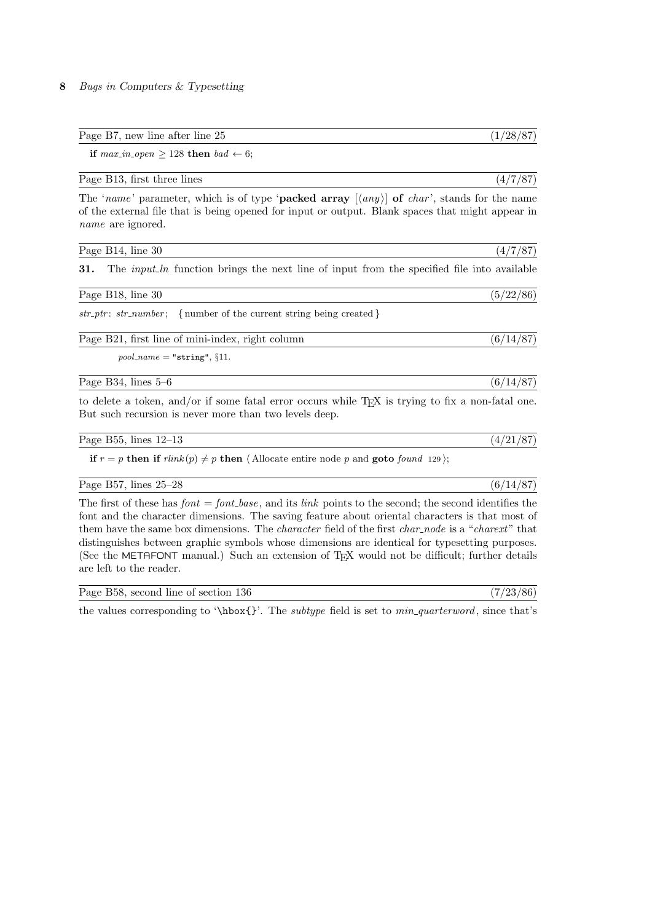Page B7, new line after line 25 (1/28/87)

**if** $max\_in\_open \ge 128$ **then** $bad \leftarrow 6$;

Page B13, first three lines (4/7/87)

The '*name*' parameter, which is of type '**packed array** [⟨*any*⟩] **of** *char*', stands for the name of the external file that is being opened for input or output. Blank spaces that might appear in *name* are ignored.

Page B14, line 30 (4/7/87)

**31.** The *input_ln* function brings the next line of input from the specified file into available

Page B18, line 30 (5/22/86)

*str_ptr*: *str_number*; { number of the current string being created }

Page B21, first line of mini-index, right column (6/14/87)

*pool_name* = `"string"`, §11.

Page B34, lines 5–6 (6/14/87)

to delete a token, and/or if some fatal error occurs while TeX is trying to fix a non-fatal one. But such recursion is never more than two levels deep.

Page B55, lines 12–13 (4/21/87)

**if** $r = p$ **then if** $rlink(p) \ne p$ **then** ⟨ Allocate entire node $p$ and **goto** *found* 129 ⟩;

Page B57, lines 25–28 (6/14/87)

The first of these has $font = font\_base$, and its *link* points to the second; the second identifies the font and the character dimensions. The saving feature about oriental characters is that most of them have the same box dimensions. The *character* field of the first *char_node* is a "*charext*" that distinguishes between graphic symbols whose dimensions are identical for typesetting purposes. (See the METAFONT manual.) Such an extension of TeX would not be difficult; further details are left to the reader.

Page B58, second line of section 136 (7/23/86)

the values corresponding to '`\hbox{}`'. The *subtype* field is set to *min_quarterword*, since that's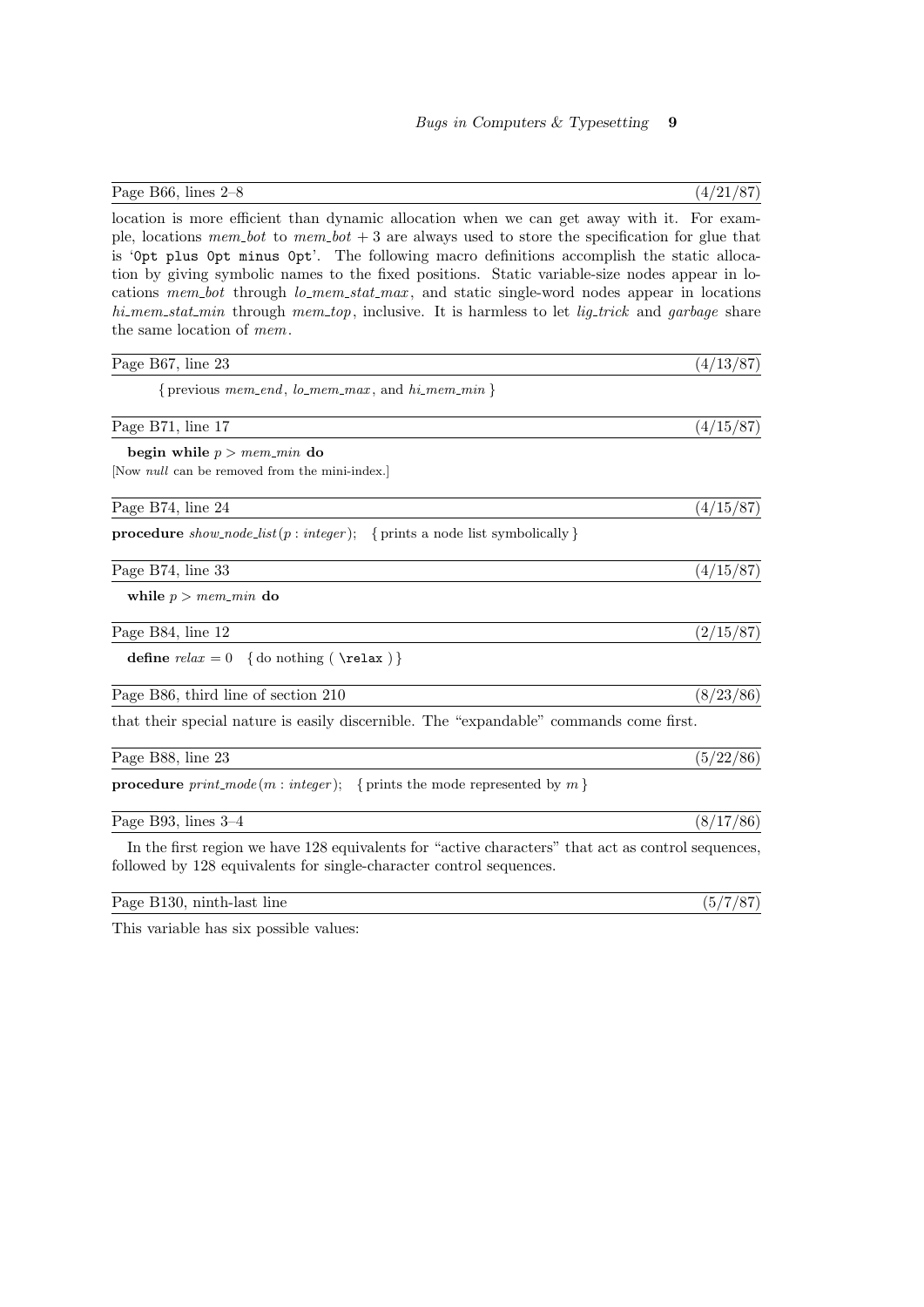Page B66, lines 2–8 (4/21/87)

location is more efficient than dynamic allocation when we can get away with it. For example, locations *mem_bot* to $mem\_bot + 3$ are always used to store the specification for glue that is '`0pt plus 0pt minus 0pt`'. The following macro definitions accomplish the static allocation by giving symbolic names to the fixed positions. Static variable-size nodes appear in locations *mem_bot* through *lo_mem_stat_max*, and static single-word nodes appear in locations *hi_mem_stat_min* through *mem_top*, inclusive. It is harmless to let *lig_trick* and *garbage* share the same location of *mem*.

Page B67, line 23 (4/13/87)

{ previous *mem_end*, *lo_mem_max*, and *hi_mem_min* }

Page B71, line 17 (4/15/87)

**begin while** $p > mem\_min$ **do**

[Now *null* can be removed from the mini-index.]

Page B74, line 24 (4/15/87)

**procedure** *show_node_list*(*p* : *integer*); { prints a node list symbolically }

Page B74, line 33 (4/15/87)

**while** $p > mem\_min$ **do**

Page B84, line 12 (2/15/87)

**define** $relax = 0$ { do nothing ( `\relax` ) }

Page B86, third line of section 210 (8/23/86)

that their special nature is easily discernible. The "expandable" commands come first.

Page B88, line 23 (5/22/86)

**procedure** *print_mode*(*m* : *integer*); { prints the mode represented by *m* }

Page B93, lines 3–4 (8/17/86)

In the first region we have 128 equivalents for "active characters" that act as control sequences, followed by 128 equivalents for single-character control sequences.

Page B130, ninth-last line (5/7/87)

This variable has six possible values: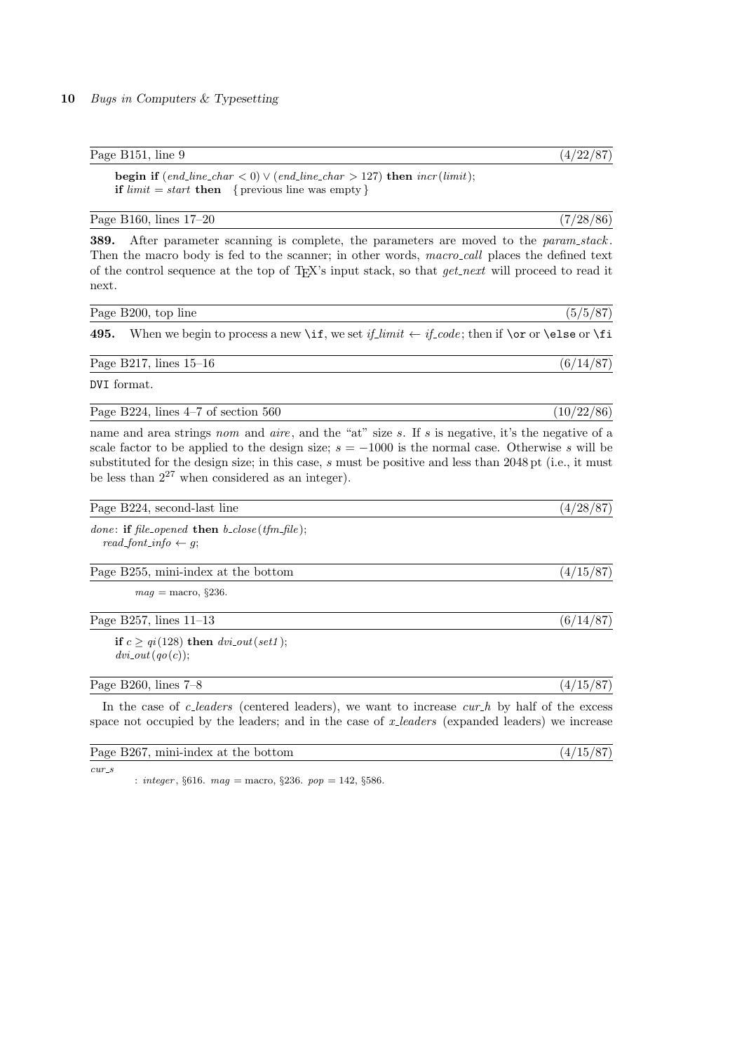Page B151, line 9 (4/22/87)

**begin if** $(end\_line\_char < 0) \lor (end\_line\_char > 127)$ **then** *incr*(*limit*);
**if** $limit = start$ **then** { previous line was empty }

Page B160, lines 17–20 (7/28/86)

**389.** After parameter scanning is complete, the parameters are moved to the *param_stack*. Then the macro body is fed to the scanner; in other words, *macro_call* places the defined text of the control sequence at the top of TeX's input stack, so that *get_next* will proceed to read it next.

Page B200, top line (5/5/87)

**495.** When we begin to process a new `\if`, we set $if\_limit \leftarrow if\_code$; then if `\or` or `\else` or `\fi`

Page B217, lines 15–16 (6/14/87)

`DVI` format.

Page B224, lines 4–7 of section 560 (10/22/86)

name and area strings *nom* and *aire*, and the "at" size $s$. If $s$ is negative, it's the negative of a scale factor to be applied to the design size; $s = -1000$ is the normal case. Otherwise $s$ will be substituted for the design size; in this case, $s$ must be positive and less than 2048 pt (i.e., it must be less than $2^{27}$ when considered as an integer).

Page B224, second-last line (4/28/87)

*done*: **if** *file_opened* **then** *b_close*(*tfm_file*);
*read_font_info* ← $g$;

Page B255, mini-index at the bottom (4/15/87)

*mag* = macro, §236.

Page B257, lines 11–13 (6/14/87)

**if** $c \geq qi(128)$ **then** *dvi_out*(*set1*);
*dvi_out*(*qo*($c$));

Page B260, lines 7–8 (4/15/87)

In the case of *c_leaders* (centered leaders), we want to increase *cur_h* by half of the excess space not occupied by the leaders; and in the case of *x_leaders* (expanded leaders) we increase

Page B267, mini-index at the bottom (4/15/87)

*cur_s*: *integer*, §616. *mag* = macro, §236. *pop* = 142, §586.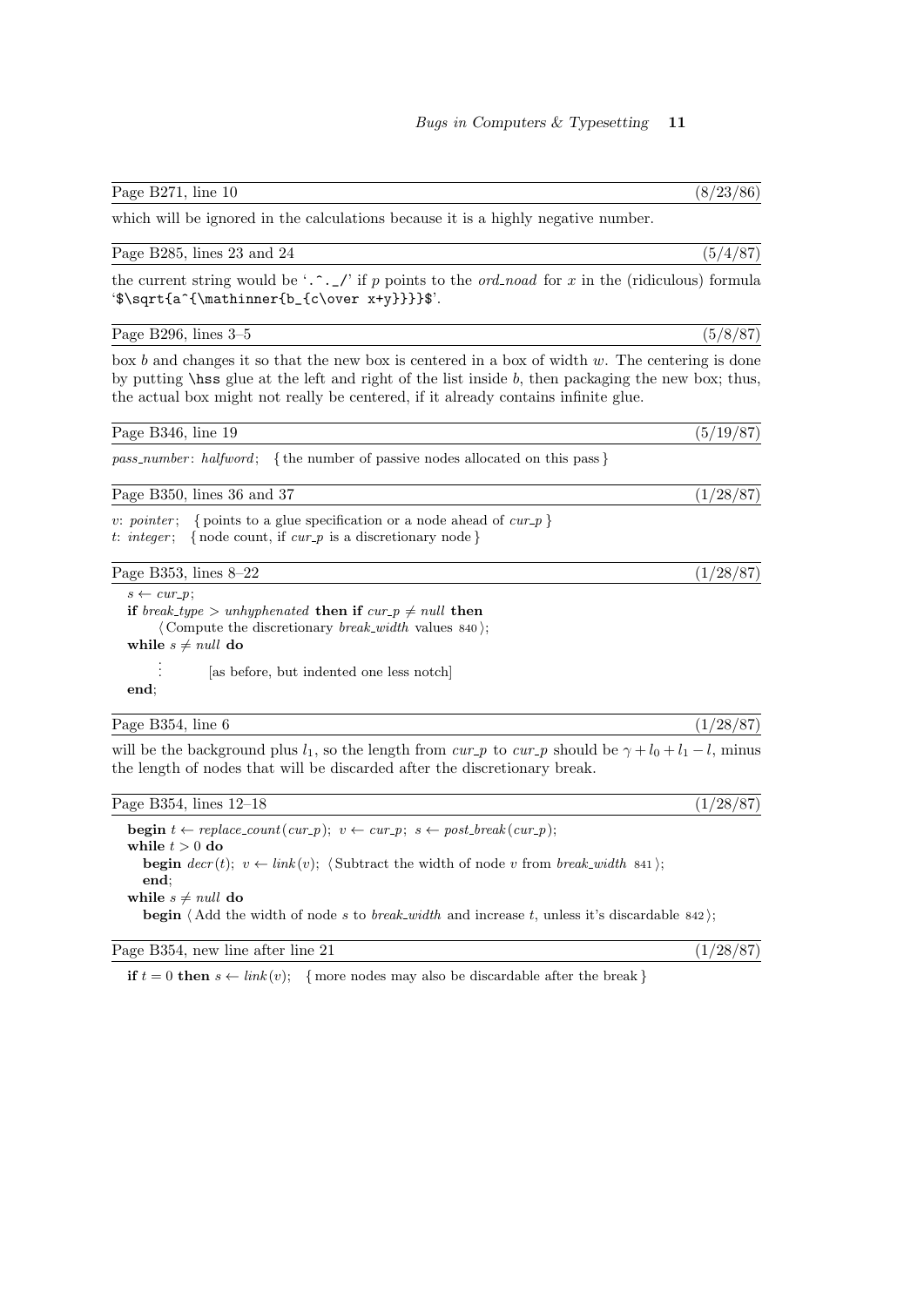Page B271, line 10 (8/23/86)

which will be ignored in the calculations because it is a highly negative number.

Page B285, lines 23 and 24 (5/4/87)

the current string would be '`.^._/`' if $p$ points to the *ord_noad* for $x$ in the (ridiculous) formula '`$\sqrt{a^{\mathinner{b_{c\over x+y}}}}$`'.

Page B296, lines 3–5 (5/8/87)

box $b$ and changes it so that the new box is centered in a box of width $w$. The centering is done by putting `\hss` glue at the left and right of the list inside $b$, then packaging the new box; thus, the actual box might not really be centered, if it already contains infinite glue.

Page B346, line 19 (5/19/87)

*pass_number*: *halfword*; { the number of passive nodes allocated on this pass }

Page B350, lines 36 and 37 (1/28/87)

*v*: *pointer*; { points to a glue specification or a node ahead of *cur_p* }
*t*: *integer*; { node count, if *cur_p* is a discretionary node }

Page B353, lines 8–22 (1/28/87)

$s \leftarrow$ *cur_p*;
**if** *break_type* > *unhyphenated* **then if** *cur_p* $\neq$ *null* **then**
  ⟨ Compute the discretionary *break_width* values 840 ⟩;
**while** $s \neq$ *null* **do**

  ⋮   [as before, but indented one less notch]

**end**;

Page B354, line 6 (1/28/87)

will be the background plus $l_1$, so the length from *cur_p* to *cur_p* should be $\gamma + l_0 + l_1 - l$, minus the length of nodes that will be discarded after the discretionary break.

Page B354, lines 12–18 (1/28/87)

**begin** $t \leftarrow$ *replace_count*(*cur_p*); $v \leftarrow$ *cur_p*; $s \leftarrow$ *post_break*(*cur_p*);
**while** $t > 0$ **do**
  **begin** *decr*(*t*); $v \leftarrow$ *link*(*v*); ⟨ Subtract the width of node *v* from *break_width* 841 ⟩;
  **end**;
**while** $s \neq$ *null* **do**
  **begin** ⟨ Add the width of node *s* to *break_width* and increase *t*, unless it's discardable 842 ⟩;

Page B354, new line after line 21 (1/28/87)

**if** $t = 0$ **then** $s \leftarrow$ *link*(*v*); { more nodes may also be discardable after the break }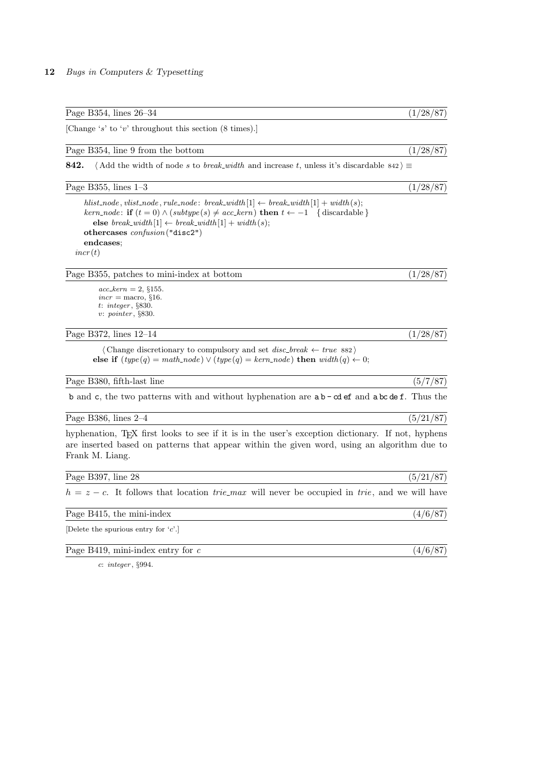Page B354, lines 26–34 (1/28/87)

[Change '$s$' to '$v$' throughout this section (8 times).]

Page B354, line 9 from the bottom (1/28/87)

**842.** ⟨ Add the width of node $s$ to *break_width* and increase $t$, unless it's discardable 842 ⟩ ≡

Page B355, lines 1–3 (1/28/87)

*hlist_node*, *vlist_node*, *rule_node*: *break_width*[1] ← *break_width*[1] + *width*($s$);
*kern_node*: **if** $(t = 0) \wedge (subtype(s) \neq acc\_kern)$ **then** $t \leftarrow -1$ { discardable }
**else** *break_width*[1] ← *break_width*[1] + *width*($s$);
**othercases** *confusion*("disc2")
**endcases**;
*incr*($t$)

Page B355, patches to mini-index at bottom (1/28/87)

*acc_kern* = 2, §155.
*incr* = macro, §16.
$t$: *integer*, §830.
$v$: *pointer*, §830.

Page B372, lines 12–14 (1/28/87)

⟨ Change discretionary to compulsory and set *disc_break* ← *true* 882 ⟩
**else if** $(type(q) = math\_node) \vee (type(q) = kern\_node)$ **then** *width*($q$) ← 0;

Page B380, fifth-last line (5/7/87)

b and c, the two patterns with and without hyphenation are a b - cd ef and a bc de f. Thus the

Page B386, lines 2–4 (5/21/87)

hyphenation, TEX first looks to see if it is in the user's exception dictionary. If not, hyphens are inserted based on patterns that appear within the given word, using an algorithm due to Frank M. Liang.

Page B397, line 28 (5/21/87)

$h = z - c$. It follows that location *trie_max* will never be occupied in *trie*, and we will have

Page B415, the mini-index (4/6/87)

[Delete the spurious entry for '$c$'.]

Page B419, mini-index entry for $c$ (4/6/87)

$c$: *integer*, §994.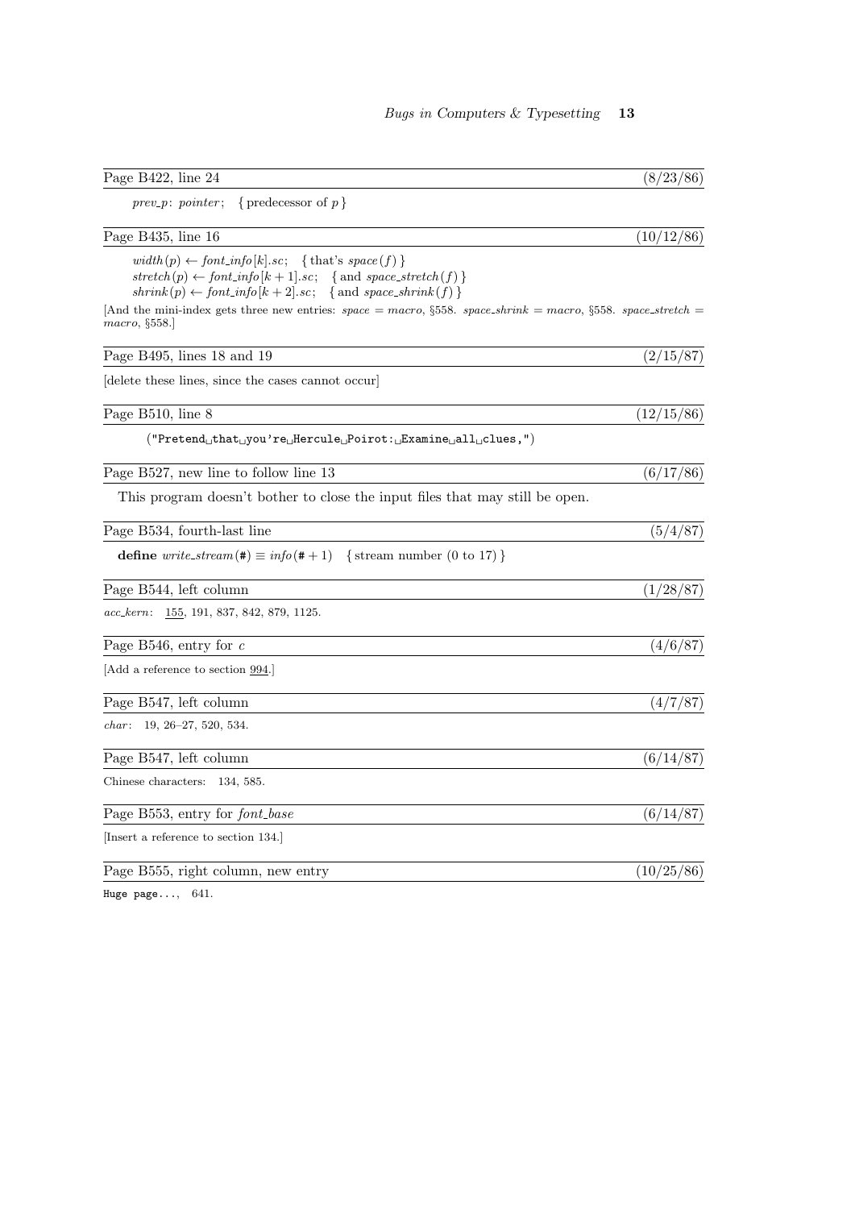**Page B422, line 24** (8/23/86)

*prev_p*: *pointer*; { predecessor of $p$ }

**Page B435, line 16** (10/12/86)

$width(p) \leftarrow font\_info[k].sc$; { that's $space(f)$ }
$stretch(p) \leftarrow font\_info[k+1].sc$; { and $space\_stretch(f)$ }
$shrink(p) \leftarrow font\_info[k+2].sc$; { and $space\_shrink(f)$ }

[And the mini-index gets three new entries: *space* = *macro*, §558. *space_shrink* = *macro*, §558. *space_stretch* = *macro*, §558.]

**Page B495, lines 18 and 19** (2/15/87)

[delete these lines, since the cases cannot occur]

**Page B510, line 8** (12/15/86)

```
("Pretend␣that␣you're␣Hercule␣Poirot:␣Examine␣all␣clues,")
```

**Page B527, new line to follow line 13** (6/17/86)

This program doesn't bother to close the input files that may still be open.

**Page B534, fourth-last line** (5/4/87)

**define** $write\_stream(\#) \equiv info(\# + 1)$ { stream number (0 to 17) }

**Page B544, left column** (1/28/87)

*acc_kern*: 155, 191, 837, 842, 879, 1125.

**Page B546, entry for *c*** (4/6/87)

[Add a reference to section 994.]

**Page B547, left column** (4/7/87)

*char*: 19, 26–27, 520, 534.

**Page B547, left column** (6/14/87)

Chinese characters: 134, 585.

**Page B553, entry for *font_base*** (6/14/87)

[Insert a reference to section 134.]

**Page B555, right column, new entry** (10/25/86)

`Huge page...`, 641.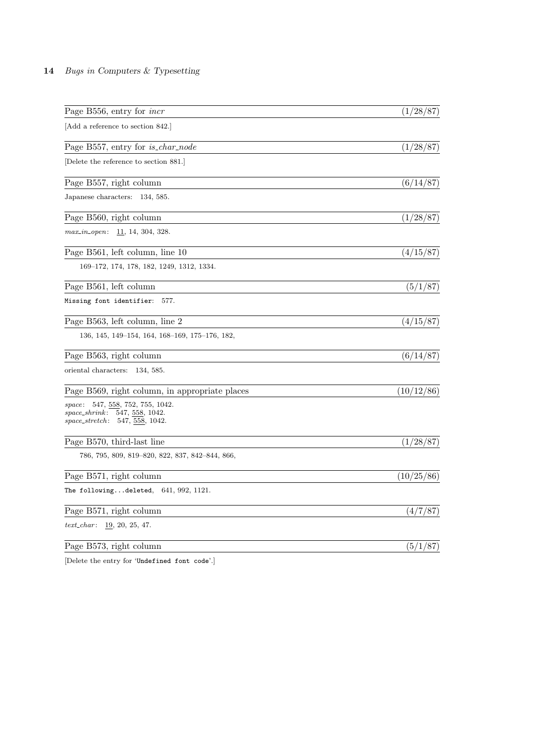Page B556, entry for *incr* (1/28/87)

[Add a reference to section 842.]

Page B557, entry for *is_char_node* (1/28/87)

[Delete the reference to section 881.]

Page B557, right column (6/14/87)

Japanese characters: 134, 585.

Page B560, right column (1/28/87)

*max_in_open*: <u>11</u>, 14, 304, 328.

Page B561, left column, line 10 (4/15/87)

169–172, 174, 178, 182, 1249, 1312, 1334.

Page B561, left column (5/1/87)

`Missing font identifier`: 577.

Page B563, left column, line 2 (4/15/87)

136, 145, 149–154, 164, 168–169, 175–176, 182,

Page B563, right column (6/14/87)

oriental characters: 134, 585.

Page B569, right column, in appropriate places (10/12/86)

*space*: 547, <u>558</u>, 752, 755, 1042.
*space_shrink*: 547, <u>558</u>, 1042.
*space_stretch*: 547, <u>558</u>, 1042.

Page B570, third-last line (1/28/87)

786, 795, 809, 819–820, 822, 837, 842–844, 866,

Page B571, right column (10/25/86)

`The following...deleted`, 641, 992, 1121.

Page B571, right column (4/7/87)

*text_char*: <u>19</u>, 20, 25, 47.

Page B573, right column (5/1/87)

[Delete the entry for '`Undefined font code`'.]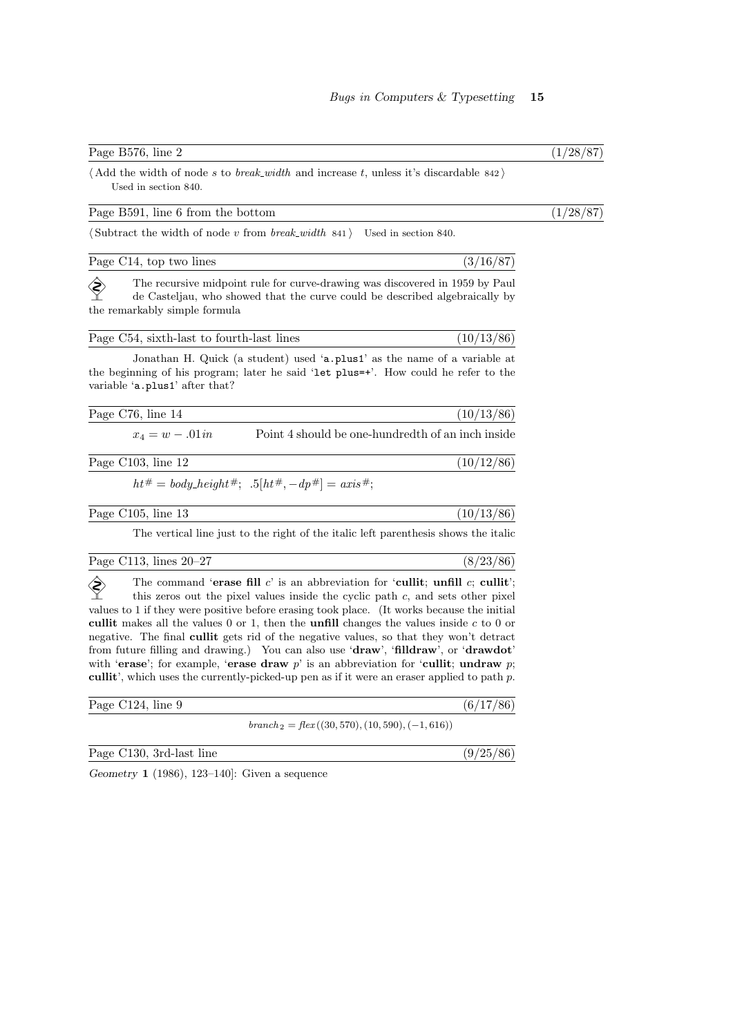Page B576, line 2 (1/28/87)

⟨ Add the width of node $s$ to *break_width* and increase $t$, unless it's discardable 842 ⟩
Used in section 840.

Page B591, line 6 from the bottom (1/28/87)

⟨ Subtract the width of node $v$ from *break_width* 841 ⟩ Used in section 840.

Page C14, top two lines (3/16/87)

The recursive midpoint rule for curve-drawing was discovered in 1959 by Paul de Casteljau, who showed that the curve could be described algebraically by the remarkably simple formula

Page C54, sixth-last to fourth-last lines (10/13/86)

Jonathan H. Quick (a student) used '`a.plus1`' as the name of a variable at the beginning of his program; later he said '`let plus=+`'. How could he refer to the variable '`a.plus1`' after that?

Page C76, line 14 (10/13/86)

$x_4 = w - .01in$ Point 4 should be one-hundredth of an inch inside

Page C103, line 12 (10/12/86)

$ht^\# = body\_height^\#;\ \ .5[ht^\#, -dp^\#] = axis^\#;$

Page C105, line 13 (10/13/86)

The vertical line just to the right of the italic left parenthesis shows the italic

Page C113, lines 20–27 (8/23/86)

The command '**erase fill** $c$' is an abbreviation for '**cullit**; **unfill** $c$; **cullit**'; this zeros out the pixel values inside the cyclic path $c$, and sets other pixel values to 1 if they were positive before erasing took place. (It works because the initial **cullit** makes all the values 0 or 1, then the **unfill** changes the values inside $c$ to 0 or negative. The final **cullit** gets rid of the negative values, so that they won't detract from future filling and drawing.) You can also use '**draw**', '**filldraw**', or '**drawdot**' with '**erase**'; for example, '**erase draw** $p$' is an abbreviation for '**cullit**; **undraw** $p$; **cullit**', which uses the currently-picked-up pen as if it were an eraser applied to path $p$.

Page C124, line 9 (6/17/86)

$branch_2 = flex((30, 570), (10, 590), (-1, 616))$

Page C130, 3rd-last line (9/25/86)

*Geometry* **1** (1986), 123–140]: Given a sequence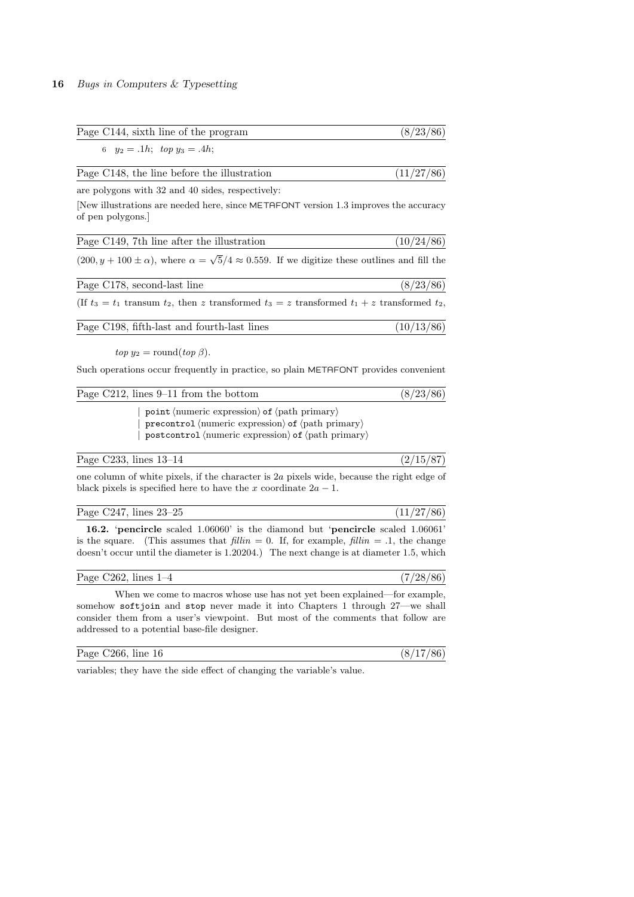Page C144, sixth line of the program (8/23/86)

6 $y_2 = .1h$; $top\ y_3 = .4h$;

Page C148, the line before the illustration (11/27/86)

are polygons with 32 and 40 sides, respectively:

[New illustrations are needed here, since METAFONT version 1.3 improves the accuracy of pen polygons.]

Page C149, 7th line after the illustration (10/24/86)

$(200, y + 100 \pm \alpha)$, where $\alpha = \sqrt{5}/4 \approx 0.559$. If we digitize these outlines and fill the

Page C178, second-last line (8/23/86)

(If $t_3 = t_1$ transum $t_2$, then $z$ transformed $t_3 = z$ transformed $t_1 + z$ transformed $t_2$,

Page C198, fifth-last and fourth-last lines (10/13/86)

$top\ y_2 = \text{round}(top\ \beta)$.

Such operations occur frequently in practice, so plain METAFONT provides convenient

Page C212, lines 9–11 from the bottom (8/23/86)

| `point` ⟨numeric expression⟩ `of` ⟨path primary⟩
| `precontrol` ⟨numeric expression⟩ `of` ⟨path primary⟩
| `postcontrol` ⟨numeric expression⟩ `of` ⟨path primary⟩

Page C233, lines 13–14 (2/15/87)

one column of white pixels, if the character is $2a$ pixels wide, because the right edge of black pixels is specified here to have the $x$ coordinate $2a - 1$.

Page C247, lines 23–25 (11/27/86)

**16.2.** '**pencircle** scaled 1.06060' is the diamond but '**pencircle** scaled 1.06061' is the square. (This assumes that *fillin* = 0. If, for example, *fillin* = .1, the change doesn't occur until the diameter is 1.20204.) The next change is at diameter 1.5, which

Page C262, lines 1–4 (7/28/86)

When we come to macros whose use has not yet been explained—for example, somehow `softjoin` and `stop` never made it into Chapters 1 through 27—we shall consider them from a user's viewpoint. But most of the comments that follow are addressed to a potential base-file designer.

Page C266, line 16 (8/17/86)

variables; they have the side effect of changing the variable's value.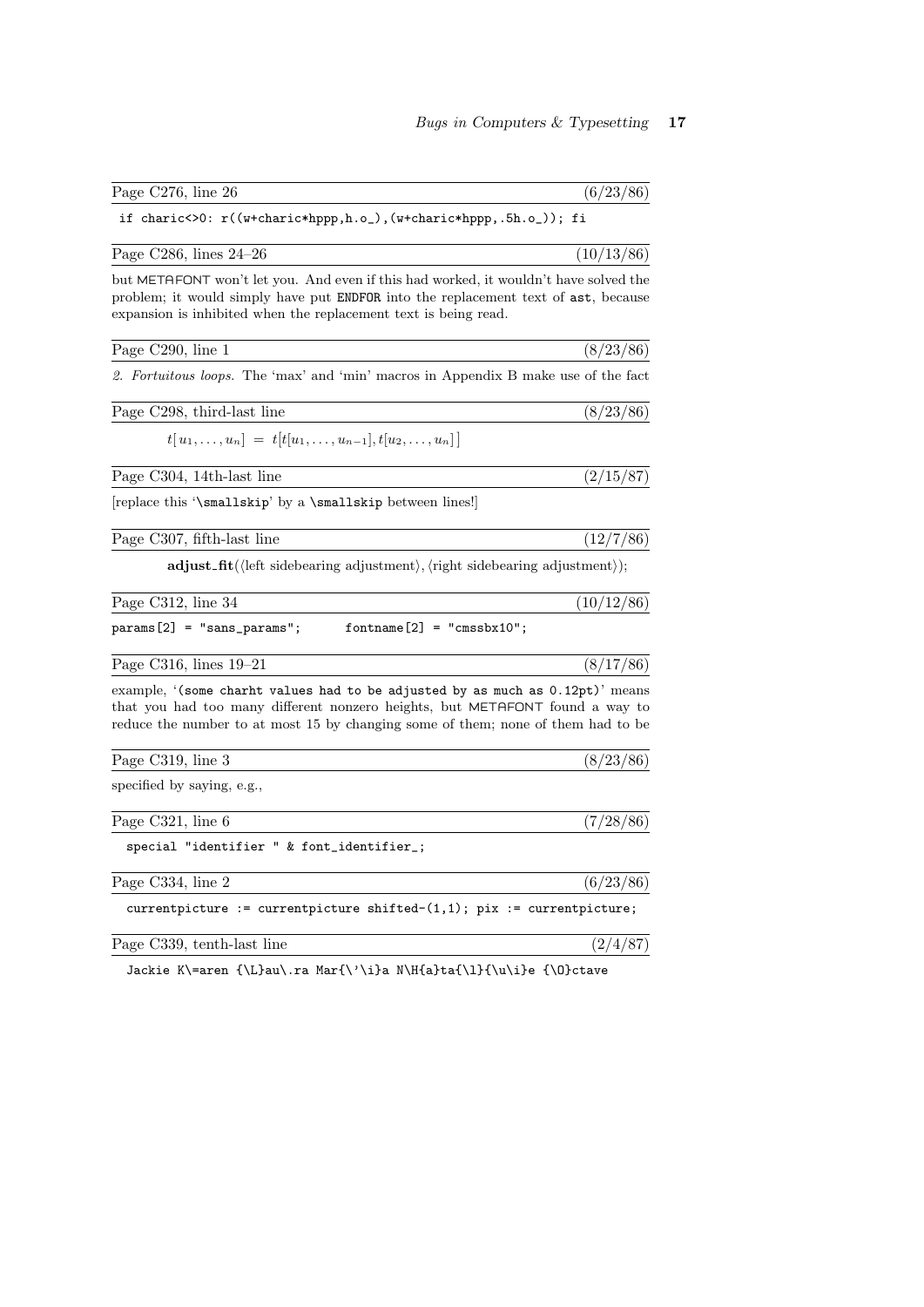Page C276, line 26 (6/23/86)

```
if charic<>0: r((w+charic*hppp,h.o_),(w+charic*hppp,.5h.o_)); fi
```

Page C286, lines 24–26 (10/13/86)

but METAFONT won't let you. And even if this had worked, it wouldn't have solved the problem; it would simply have put `ENDFOR` into the replacement text of `ast`, because expansion is inhibited when the replacement text is being read.

Page C290, line 1 (8/23/86)

*2. Fortuitous loops.* The 'max' and 'min' macros in Appendix B make use of the fact

Page C298, third-last line (8/23/86)

$$t[\,u_1,\ldots,u_n] \;=\; t\bigl[t[u_1,\ldots,u_{n-1}],t[u_2,\ldots,u_n]\bigr]$$

Page C304, 14th-last line (2/15/87)

[replace this '`\smallskip`' by a `\smallskip` between lines!]

Page C307, fifth-last line (12/7/86)

**adjust_fit**(⟨left sidebearing adjustment⟩, ⟨right sidebearing adjustment⟩);

Page C312, line 34 (10/12/86)

```
params[2] = "sans_params";      fontname[2] = "cmssbx10";
```

Page C316, lines 19–21 (8/17/86)

example, '`(some charht values had to be adjusted by as much as 0.12pt)`' means that you had too many different nonzero heights, but METAFONT found a way to reduce the number to at most 15 by changing some of them; none of them had to be

Page C319, line 3 (8/23/86)

specified by saying, e.g.,

Page C321, line 6 (7/28/86)

```
special "identifier " & font_identifier_;
```

Page C334, line 2 (6/23/86)

```
currentpicture := currentpicture shifted-(1,1); pix := currentpicture;
```

Page C339, tenth-last line (2/4/87)

```
Jackie K\=aren {\L}au\.ra Mar{\'\i}a N\H{a}ta{\l}{\u\i}e {\O}ctave
```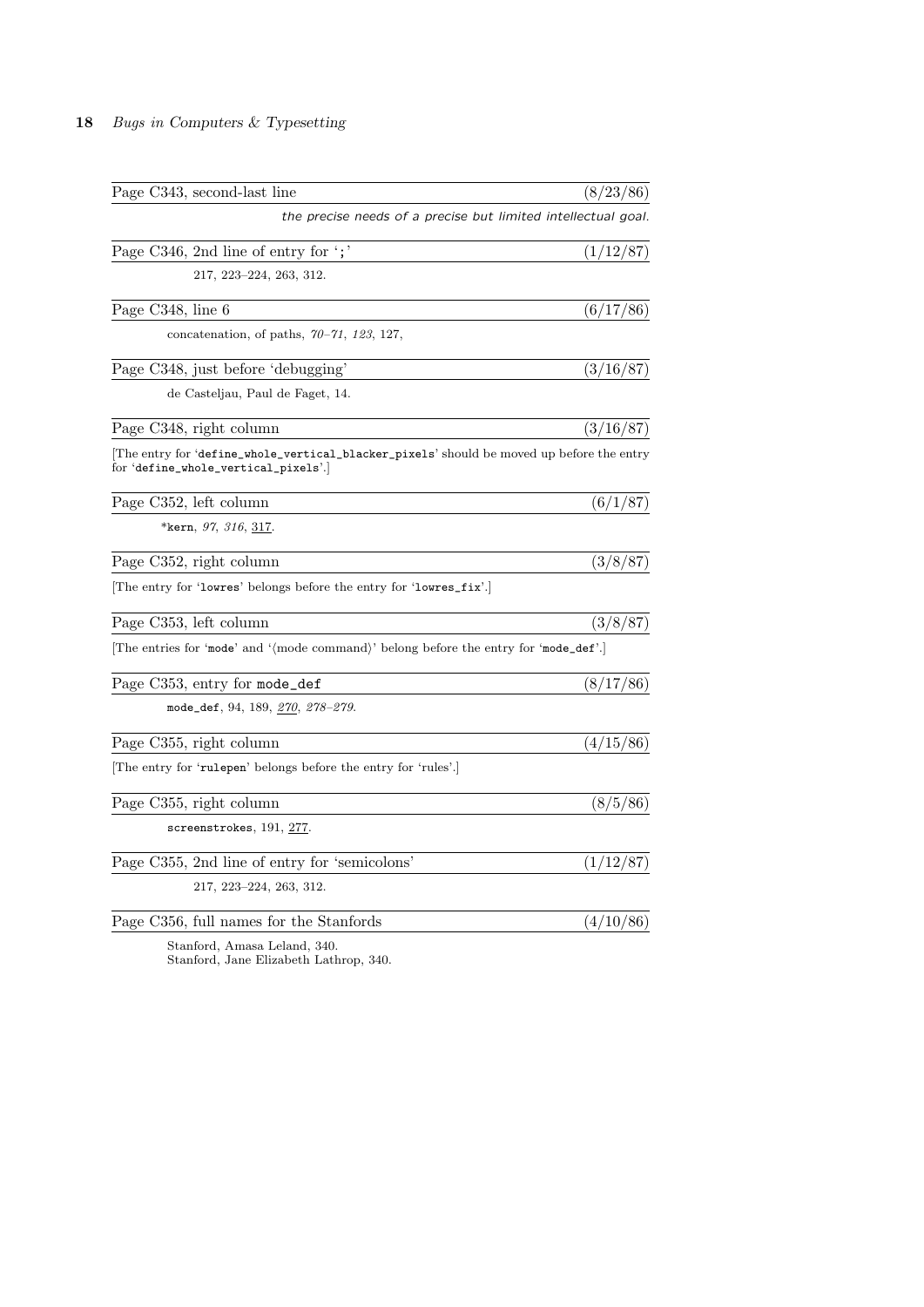Page C343, second-last line (8/23/86)

*the precise needs of a precise but limited intellectual goal.*

Page C346, 2nd line of entry for '`;`' (1/12/87)

217, 223–224, 263, 312.

Page C348, line 6 (6/17/86)

concatenation, of paths, *70–71*, *123*, 127,

Page C348, just before 'debugging' (3/16/87)

de Casteljau, Paul de Faget, 14.

Page C348, right column (3/16/87)

[The entry for '`define_whole_vertical_blacker_pixels`' should be moved up before the entry for '`define_whole_vertical_pixels`'.]

Page C352, left column (6/1/87)

*`kern`, *97*, *316*, 317.

Page C352, right column (3/8/87)

[The entry for '`lowres`' belongs before the entry for '`lowres_fix`'.]

Page C353, left column (3/8/87)

[The entries for '`mode`' and '⟨mode command⟩' belong before the entry for '`mode_def`'.]

Page C353, entry for `mode_def` (8/17/86)

`mode_def`, 94, 189, *270*, *278–279*.

Page C355, right column (4/15/86)

[The entry for '`rulepen`' belongs before the entry for 'rules'.]

Page C355, right column (8/5/86)

`screenstrokes`, 191, 277.

Page C355, 2nd line of entry for 'semicolons' (1/12/87)

217, 223–224, 263, 312.

Page C356, full names for the Stanfords (4/10/86)

Stanford, Amasa Leland, 340.
Stanford, Jane Elizabeth Lathrop, 340.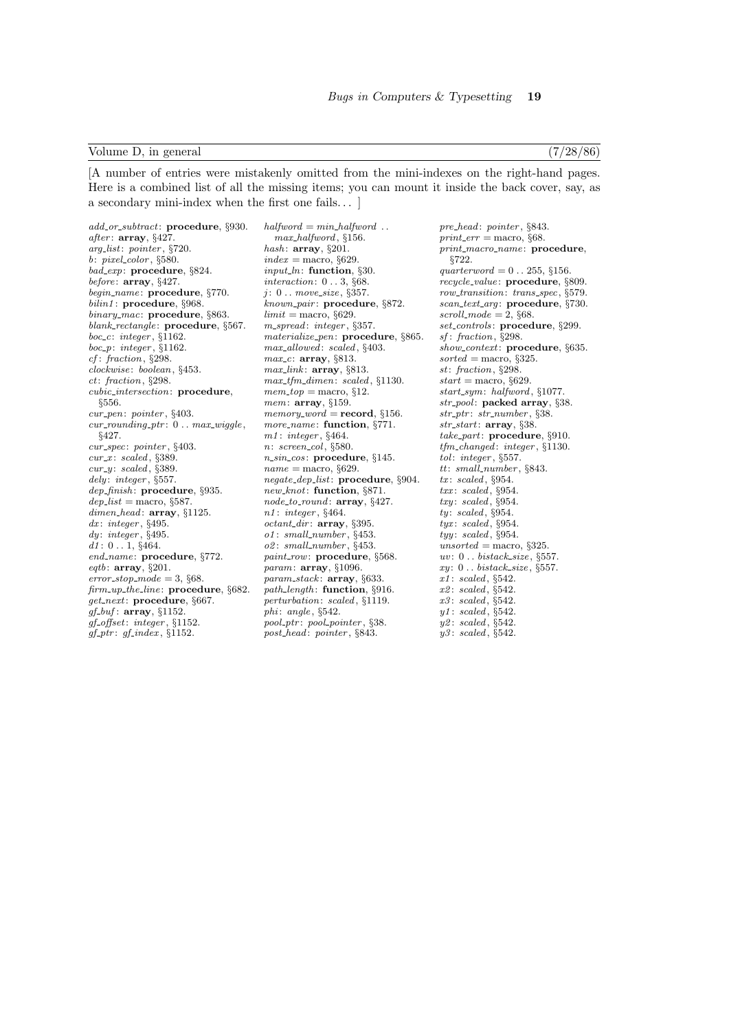Volume D, in general (7/28/86)

[A number of entries were mistakenly omitted from the mini-indexes on the right-hand pages. Here is a combined list of all the missing items; you can mount it inside the back cover, say, as a secondary mini-index when the first one fails... ]

*add_or_subtract*: **procedure**, §930.
*after*: **array**, §427.
*arg_list*: *pointer*, §720.
*b*: *pixel_color*, §580.
*bad_exp*: **procedure**, §824.
*before*: **array**, §427.
*begin_name*: **procedure**, §770.
*bilin1*: **procedure**, §968.
*binary_mac*: **procedure**, §863.
*blank_rectangle*: **procedure**, §567.
*boc_c*: *integer*, §1162.
*boc_p*: *integer*, §1162.
*cf*: *fraction*, §298.
*clockwise*: *boolean*, §453.
*ct*: *fraction*, §298.
*cubic_intersection*: **procedure**, §556.
*cur_pen*: *pointer*, §403.
*cur_rounding_ptr*: 0 .. *max_wiggle*, §427.
*cur_spec*: *pointer*, §403.
*cur_x*: *scaled*, §389.
*cur_y*: *scaled*, §389.
*dely*: *integer*, §557.
*dep_finish*: **procedure**, §935.
*dep_list* = macro, §587.
*dimen_head*: **array**, §1125.
*dx*: *integer*, §495.
*dy*: *integer*, §495.
*d1*: 0 .. 1, §464.
*end_name*: **procedure**, §772.
*eqtb*: **array**, §201.
*error_stop_mode* = 3, §68.
*firm_up_the_line*: **procedure**, §682.
*get_next*: **procedure**, §667.
*gf_buf*: **array**, §1152.
*gf_offset*: *integer*, §1152.
*gf_ptr*: *gf_index*, §1152.
*halfword* = *min_halfword* .. *max_halfword*, §156.
*hash*: **array**, §201.
*index* = macro, §629.
*input_ln*: **function**, §30.
*interaction*: 0 .. 3, §68.
*j*: 0 .. *move_size*, §357.
*known_pair*: **procedure**, §872.
*limit* = macro, §629.
*m_spread*: *integer*, §357.
*materialize_pen*: **procedure**, §865.
*max_allowed*: *scaled*, §403.
*max_c*: **array**, §813.
*max_link*: **array**, §813.
*max_tfm_dimen*: *scaled*, §1130.
*mem_top* = macro, §12.
*mem*: **array**, §159.
*memory_word* = **record**, §156.
*more_name*: **function**, §771.
*m1*: *integer*, §464.
*n*: *screen_col*, §580.
*n_sin_cos*: **procedure**, §145.
*name* = macro, §629.
*negate_dep_list*: **procedure**, §904.
*new_knot*: **function**, §871.
*node_to_round*: **array**, §427.
*n1*: *integer*, §464.
*octant_dir*: **array**, §395.
*o1*: *small_number*, §453.
*o2*: *small_number*, §453.
*paint_row*: **procedure**, §568.
*param*: **array**, §1096.
*param_stack*: **array**, §633.
*path_length*: **function**, §916.
*perturbation*: *scaled*, §1119.
*phi*: *angle*, §542.
*pool_ptr*: *pool_pointer*, §38.
*post_head*: *pointer*, §843.
*pre_head*: *pointer*, §843.
*print_err* = macro, §68.
*print_macro_name*: **procedure**, §722.
*quarterword* = 0 .. 255, §156.
*recycle_value*: **procedure**, §809.
*row_transition*: *trans_spec*, §579.
*scan_text_arg*: **procedure**, §730.
*scroll_mode* = 2, §68.
*set_controls*: **procedure**, §299.
*sf*: *fraction*, §298.
*show_context*: **procedure**, §635.
*sorted* = macro, §325.
*st*: *fraction*, §298.
*start* = macro, §629.
*start_sym*: *halfword*, §1077.
*str_pool*: **packed array**, §38.
*str_ptr*: *str_number*, §38.
*str_start*: **array**, §38.
*take_part*: **procedure**, §910.
*tfm_changed*: *integer*, §1130.
*tol*: *integer*, §557.
*tt*: *small_number*, §843.
*tx*: *scaled*, §954.
*txx*: *scaled*, §954.
*txy*: *scaled*, §954.
*ty*: *scaled*, §954.
*tyx*: *scaled*, §954.
*tyy*: *scaled*, §954.
*unsorted* = macro, §325.
*uv*: 0 .. *bistack_size*, §557.
*xy*: 0 .. *bistack_size*, §557.
*x1*: *scaled*, §542.
*x2*: *scaled*, §542.
*x3*: *scaled*, §542.
*y1*: *scaled*, §542.
*y2*: *scaled*, §542.
*y3*: *scaled*, §542.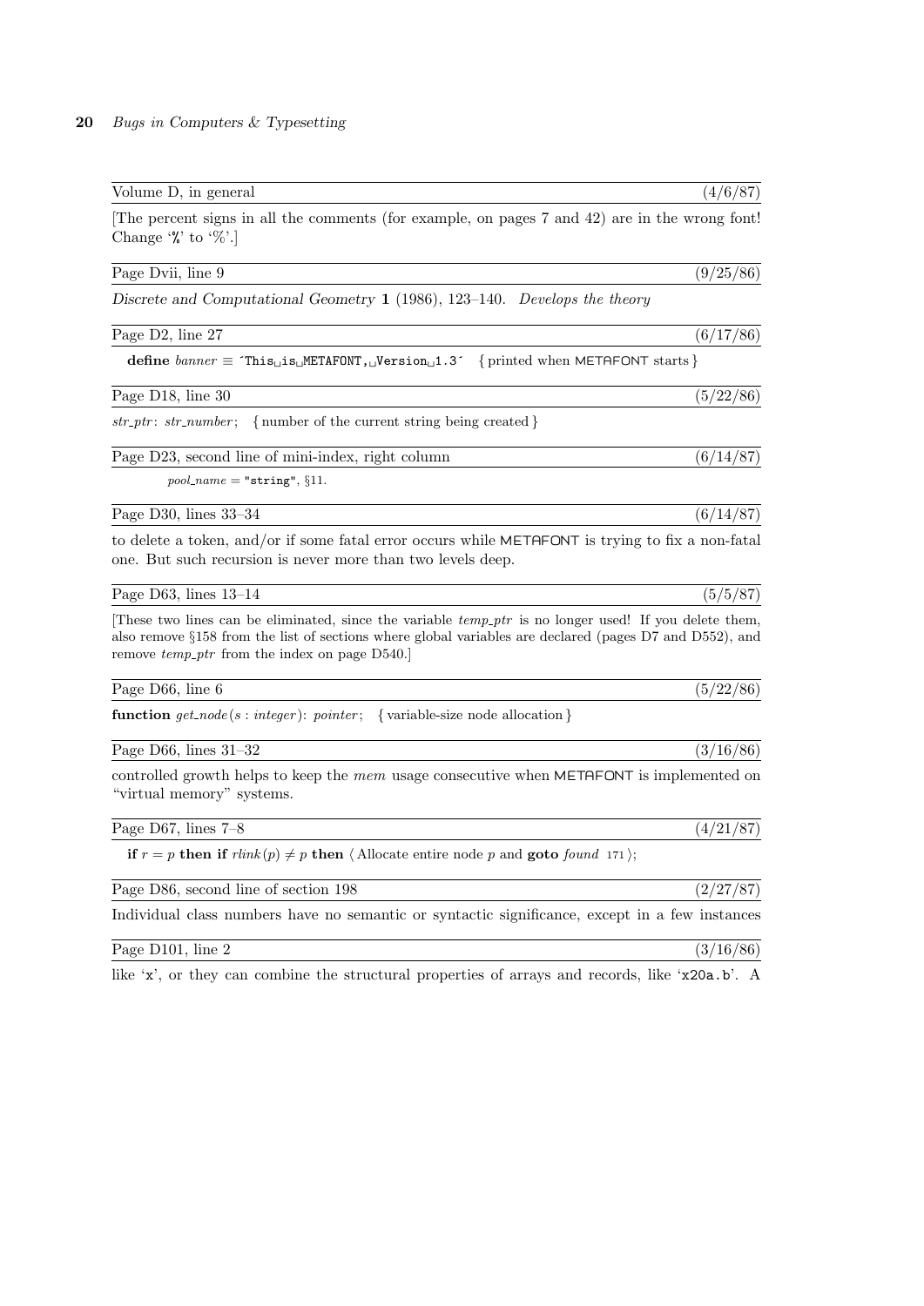Volume D, in general (4/6/87)

[The percent signs in all the comments (for example, on pages 7 and 42) are in the wrong font! Change '`%`' to '%'.]

Page Dvii, line 9 (9/25/86)

*Discrete and Computational Geometry* **1** (1986), 123–140. *Develops the theory*

Page D2, line 27 (6/17/86)

**define** *banner* ≡ `'This␣is␣METAFONT,␣Version␣1.3'` { printed when METAFONT starts }

Page D18, line 30 (5/22/86)

*str_ptr*: *str_number*; { number of the current string being created }

Page D23, second line of mini-index, right column (6/14/87)

*pool_name* = `"string"`, §11.

Page D30, lines 33–34 (6/14/87)

to delete a token, and/or if some fatal error occurs while METAFONT is trying to fix a non-fatal one. But such recursion is never more than two levels deep.

Page D63, lines 13–14 (5/5/87)

[These two lines can be eliminated, since the variable *temp_ptr* is no longer used! If you delete them, also remove §158 from the list of sections where global variables are declared (pages D7 and D552), and remove *temp_ptr* from the index on page D540.]

Page D66, line 6 (5/22/86)

**function** *get_node*(*s* : *integer*): *pointer*; { variable-size node allocation }

Page D66, lines 31–32 (3/16/86)

controlled growth helps to keep the *mem* usage consecutive when METAFONT is implemented on "virtual memory" systems.

Page D67, lines 7–8 (4/21/87)

**if** $r = p$ **then if** $rlink(p) \neq p$ **then** ⟨ Allocate entire node *p* and **goto** *found* 171 ⟩;

Page D86, second line of section 198 (2/27/87)

Individual class numbers have no semantic or syntactic significance, except in a few instances

Page D101, line 2 (3/16/86)

like '`x`', or they can combine the structural properties of arrays and records, like '`x20a.b`'. A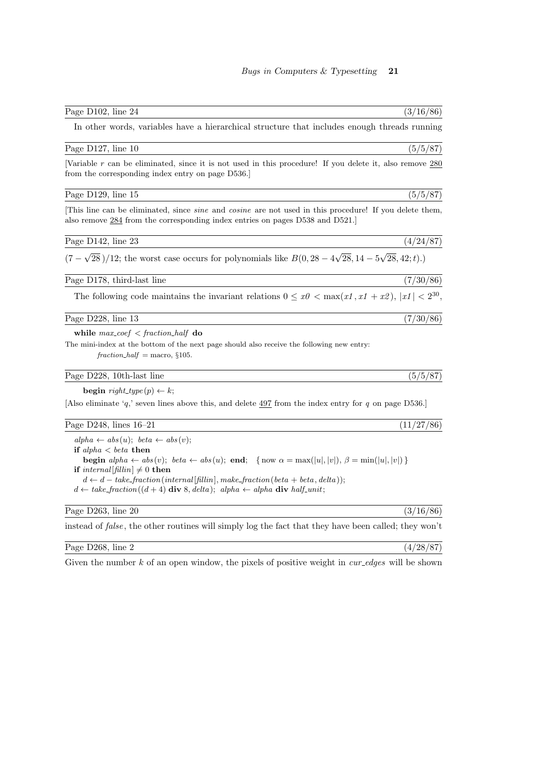Page D102, line 24 (3/16/86)

In other words, variables have a hierarchical structure that includes enough threads running

Page D127, line 10 (5/5/87)

[Variable $r$ can be eliminated, since it is not used in this procedure! If you delete it, also remove 280 from the corresponding index entry on page D536.]

Page D129, line 15 (5/5/87)

[This line can be eliminated, since *sine* and *cosine* are not used in this procedure! If you delete them, also remove 284 from the corresponding index entries on pages D538 and D521.]

Page D142, line 23 (4/24/87)

$(7-\sqrt{28})/12$; the worst case occurs for polynomials like $B(0, 28-4\sqrt{28}, 14-5\sqrt{28}, 42; t)$.)

Page D178, third-last line (7/30/86)

The following code maintains the invariant relations $0 \le x0 < \max(x1, x1+x2)$, $|x1| < 2^{30}$,

Page D228, line 13 (7/30/86)

**while** *max_coef* < *fraction_half* **do**

The mini-index at the bottom of the next page should also receive the following new entry:

*fraction_half* = macro, §105.

Page D228, 10th-last line (5/5/87)

**begin** *right_type*(*p*) ← *k*;

[Also eliminate '*q*,' seven lines above this, and delete 497 from the index entry for *q* on page D536.]

Page D248, lines 16–21 (11/27/86)

*alpha* ← *abs*(*u*); *beta* ← *abs*(*v*);
**if** *alpha* < *beta* **then**
  **begin** *alpha* ← *abs*(*v*); *beta* ← *abs*(*u*); **end**; { now $\alpha = \max(|u|, |v|)$, $\beta = \min(|u|, |v|)$ }
**if** *internal*[*fillin*] ≠ 0 **then**
  *d* ← *d* − *take_fraction*(*internal*[*fillin*], *make_fraction*(*beta* + *beta*, *delta*));
*d* ← *take_fraction*((*d* + 4) **div** 8, *delta*); *alpha* ← *alpha* **div** *half_unit*;

Page D263, line 20 (3/16/86)

instead of *false*, the other routines will simply log the fact that they have been called; they won't

Page D268, line 2 (4/28/87)

Given the number $k$ of an open window, the pixels of positive weight in *cur_edges* will be shown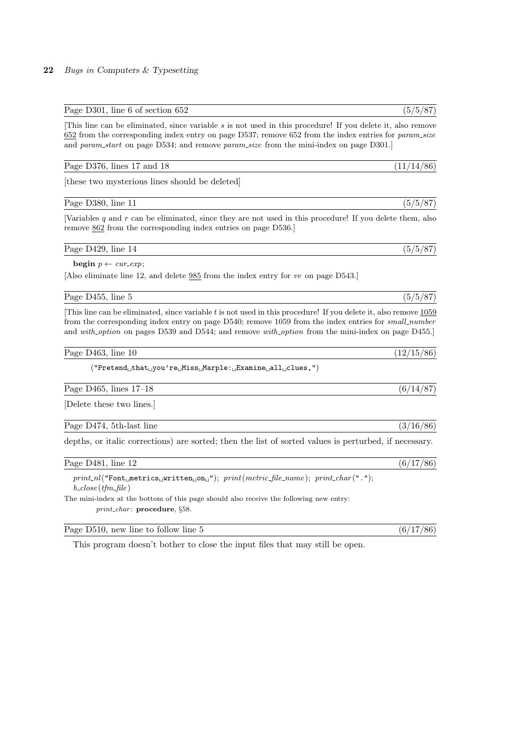Page D301, line 6 of section 652 (5/5/87)

[This line can be eliminated, since variable *s* is not used in this procedure! If you delete it, also remove 652 from the corresponding index entry on page D537; remove 652 from the index entries for *param_size* and *param_start* on page D534; and remove *param_size* from the mini-index on page D301.]

Page D376, lines 17 and 18 (11/14/86)

[these two mysterious lines should be deleted]

Page D380, line 11 (5/5/87)

[Variables *q* and *r* can be eliminated, since they are not used in this procedure! If you delete them, also remove 862 from the corresponding index entries on page D536.]

Page D429, line 14 (5/5/87)

**begin** $p \leftarrow$ *cur_exp*;

[Also eliminate line 12, and delete 985 from the index entry for *vv* on page D543.]

Page D455, line 5 (5/5/87)

[This line can be eliminated, since variable *t* is not used in this procedure! If you delete it, also remove 1059 from the corresponding index entry on page D540; remove 1059 from the index entries for *small_number* and *with_option* on pages D539 and D544; and remove *with_option* from the mini-index on page D455.]

Page D463, line 10 (12/15/86)

```
("Pretend that you're Miss Marple: Examine all clues,")
```

Page D465, lines 17–18 (6/14/87)

[Delete these two lines.]

Page D474, 5th-last line (3/16/86)

depths, or italic corrections) are sorted; then the list of sorted values is perturbed, if necessary.

Page D481, line 12 (6/17/86)

*print_nl*("Font metrics written on "); *print*(*metric_file_name*); *print_char*("."); *b_close*(*tfm_file*)

The mini-index at the bottom of this page should also receive the following new entry:

*print_char*: **procedure**, §58.

Page D510, new line to follow line 5 (6/17/86)

This program doesn't bother to close the input files that may still be open.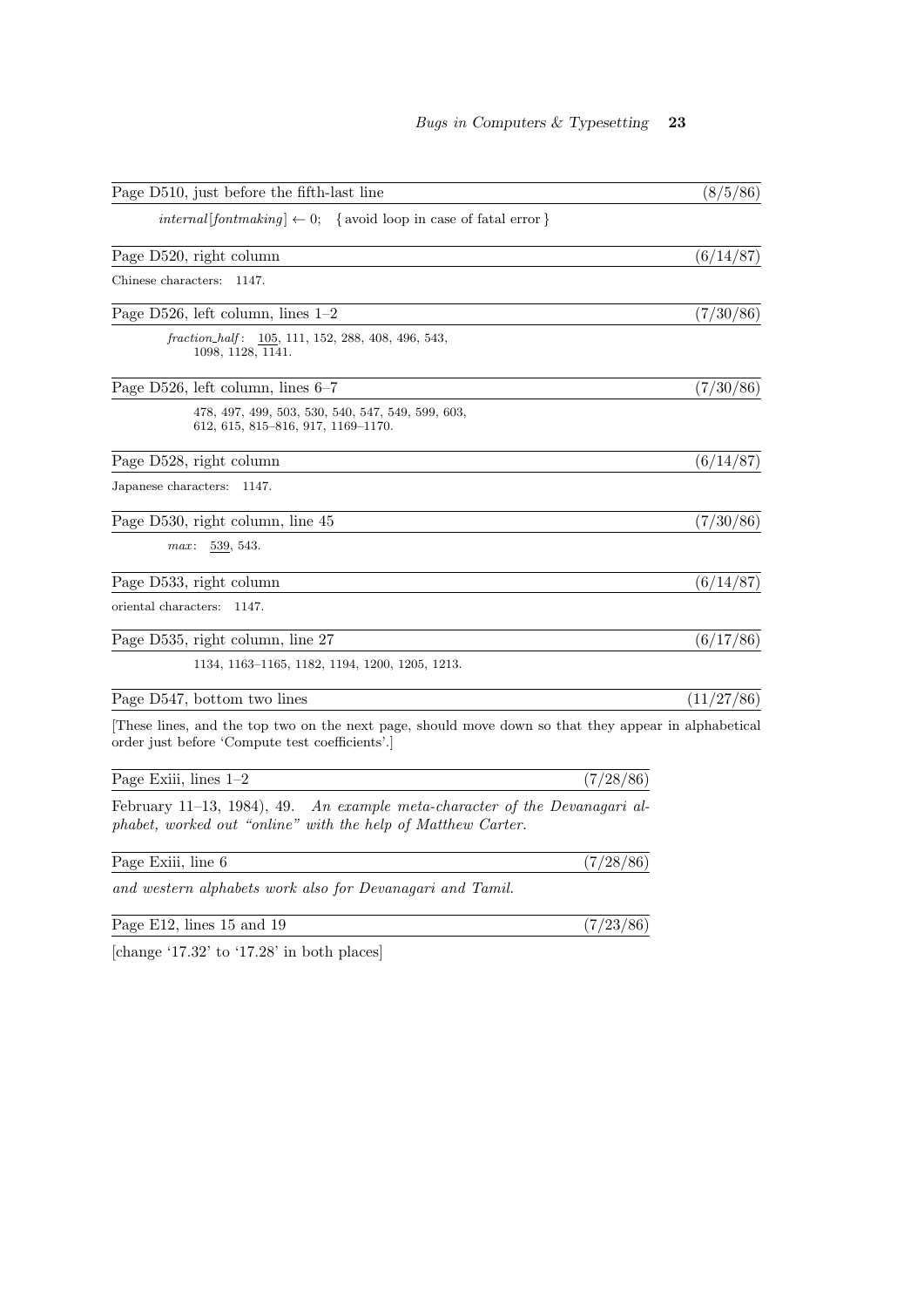Page D510, just before the fifth-last line (8/5/86)

*internal*[*fontmaking*] ← 0; { avoid loop in case of fatal error }

Page D520, right column (6/14/87)

Chinese characters: 1147.

Page D526, left column, lines 1–2 (7/30/86)

*fraction_half*: 105, 111, 152, 288, 408, 496, 543, 1098, 1128, 1141.

Page D526, left column, lines 6–7 (7/30/86)

478, 497, 499, 503, 530, 540, 547, 549, 599, 603, 612, 615, 815–816, 917, 1169–1170.

Page D528, right column (6/14/87)

Japanese characters: 1147.

Page D530, right column, line 45 (7/30/86)

*max*: 539, 543.

Page D533, right column (6/14/87)

oriental characters: 1147.

Page D535, right column, line 27 (6/17/86)

1134, 1163–1165, 1182, 1194, 1200, 1205, 1213.

Page D547, bottom two lines (11/27/86)

[These lines, and the top two on the next page, should move down so that they appear in alphabetical order just before 'Compute test coefficients'.]

Page Exiii, lines 1–2 (7/28/86)

February 11–13, 1984), 49. *An example meta-character of the Devanagari alphabet, worked out "online" with the help of Matthew Carter.*

Page Exiii, line 6 (7/28/86)

*and western alphabets work also for Devanagari and Tamil.*

Page E12, lines 15 and 19 (7/23/86)

[change '17.32' to '17.28' in both places]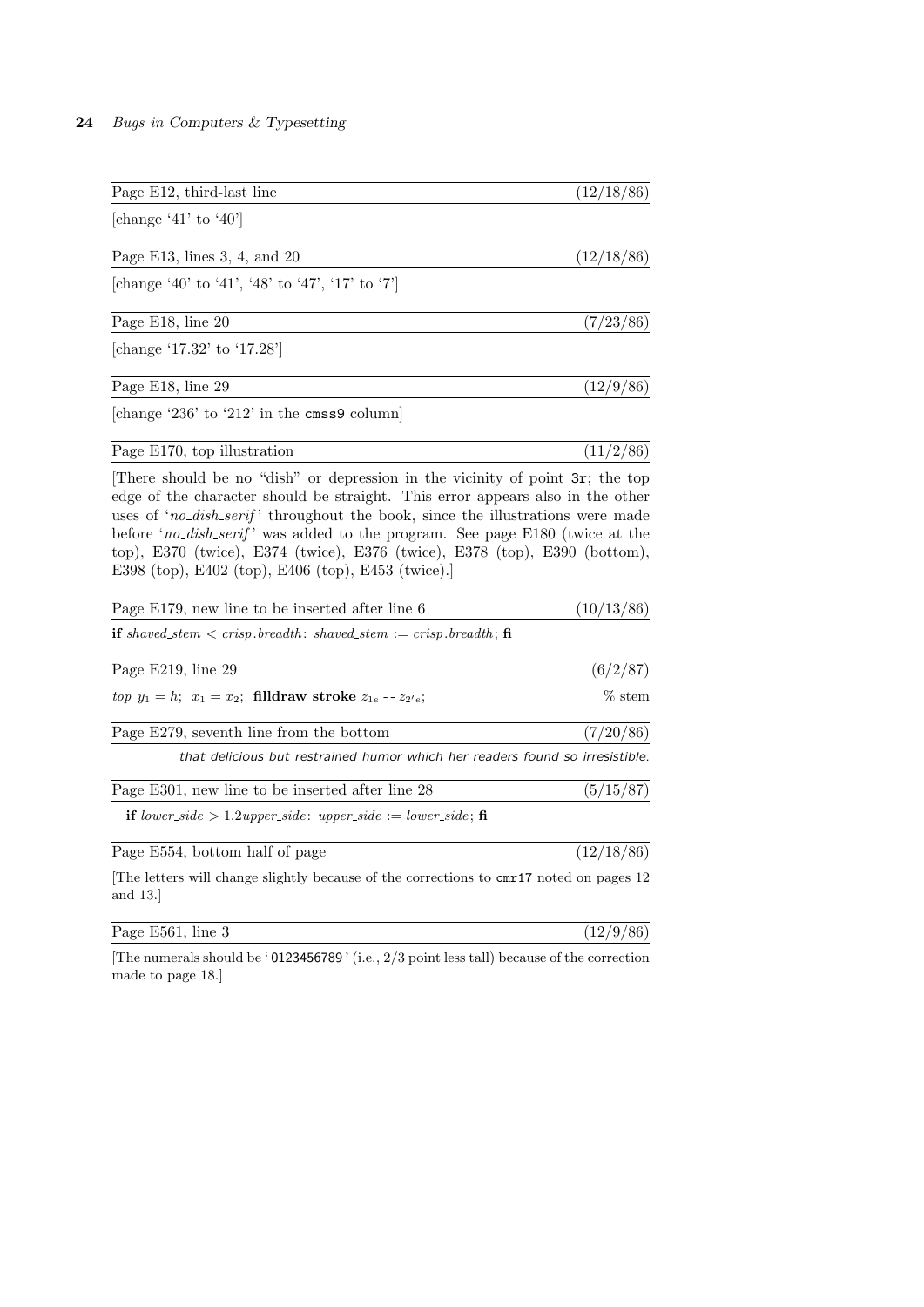Page E12, third-last line (12/18/86)

[change '41' to '40']

Page E13, lines 3, 4, and 20 (12/18/86)

[change '40' to '41', '48' to '47', '17' to '7']

Page E18, line 20 (7/23/86)

[change '17.32' to '17.28']

Page E18, line 29 (12/9/86)

[change '236' to '212' in the `cmss9` column]

Page E170, top illustration (11/2/86)

[There should be no "dish" or depression in the vicinity of point `3r`; the top edge of the character should be straight. This error appears also in the other uses of '*no_dish_serif*' throughout the book, since the illustrations were made before '*no_dish_serif*' was added to the program. See page E180 (twice at the top), E370 (twice), E374 (twice), E376 (twice), E378 (top), E390 (bottom), E398 (top), E402 (top), E406 (top), E453 (twice).]

Page E179, new line to be inserted after line 6 (10/13/86)

**if** *shaved_stem* $<$ *crisp.breadth*: *shaved_stem* := *crisp.breadth*; **fi**

Page E219, line 29 (6/2/87)

*top* $y_1 = h$; $x_1 = x_2$; **filldraw stroke** $z_{1e}$ -- $z_{2'e}$; % stem

Page E279, seventh line from the bottom (7/20/86)

*that delicious but restrained humor which her readers found so irresistible.*

Page E301, new line to be inserted after line 28 (5/15/87)

**if** *lower_side* $> 1.2$*upper_side*: *upper_side* := *lower_side*; **fi**

Page E554, bottom half of page (12/18/86)

[The letters will change slightly because of the corrections to `cmr17` noted on pages 12 and 13.]

Page E561, line 3 (12/9/86)

[The numerals should be '`0123456789`' (i.e., 2/3 point less tall) because of the correction made to page 18.]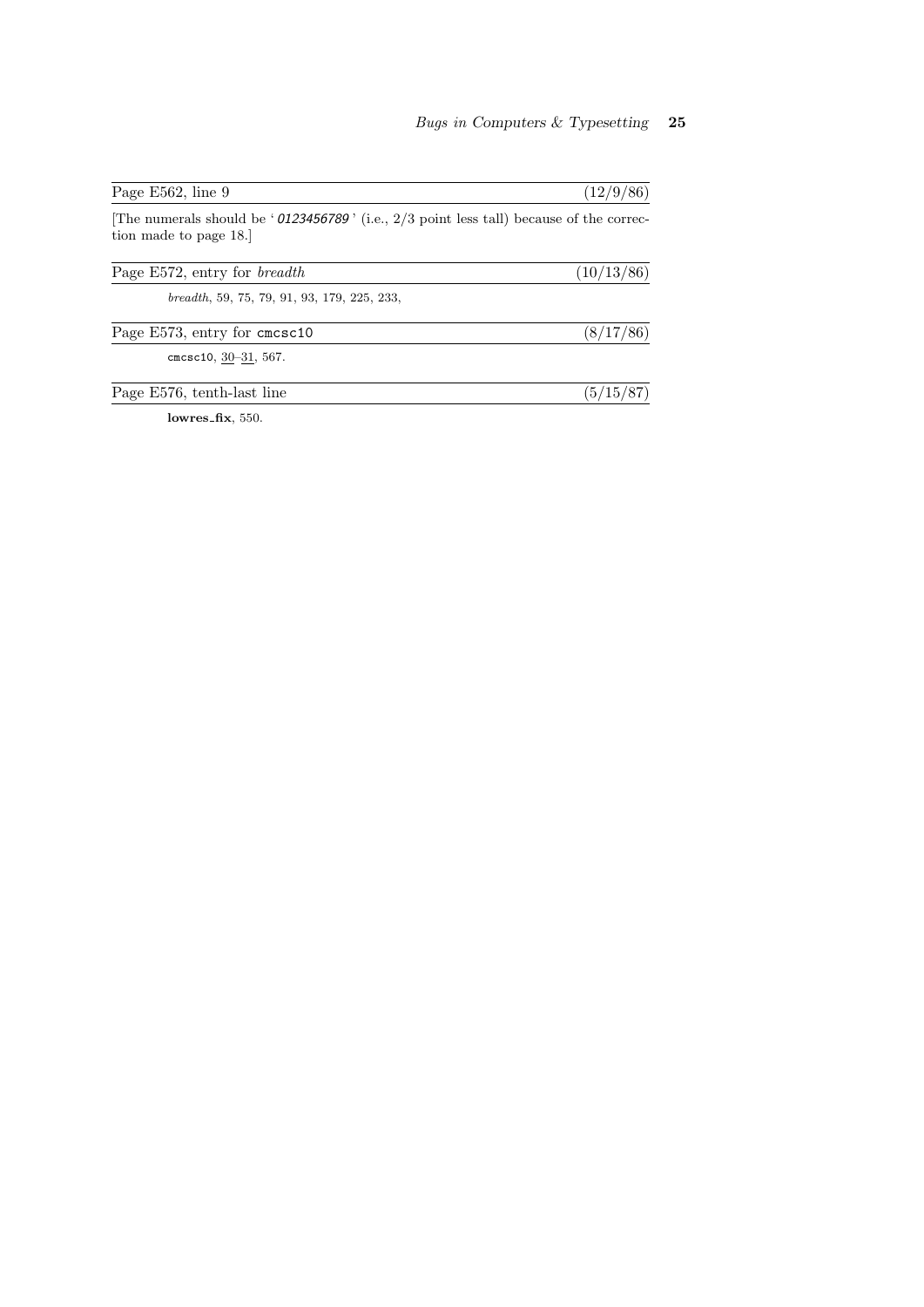Page E562, line 9 (12/9/86)

[The numerals should be ‘ ***0123456789*** ’ (i.e., 2/3 point less tall) because of the correction made to page 18.]

Page E572, entry for *breadth* (10/13/86)

*breadth*, 59, 75, 79, 91, 93, 179, 225, 233,

Page E573, entry for `cmcsc10` (8/17/86)

`cmcsc10`, 30–31, 567.

Page E576, tenth-last line (5/15/87)

**lowres_fix**, 550.